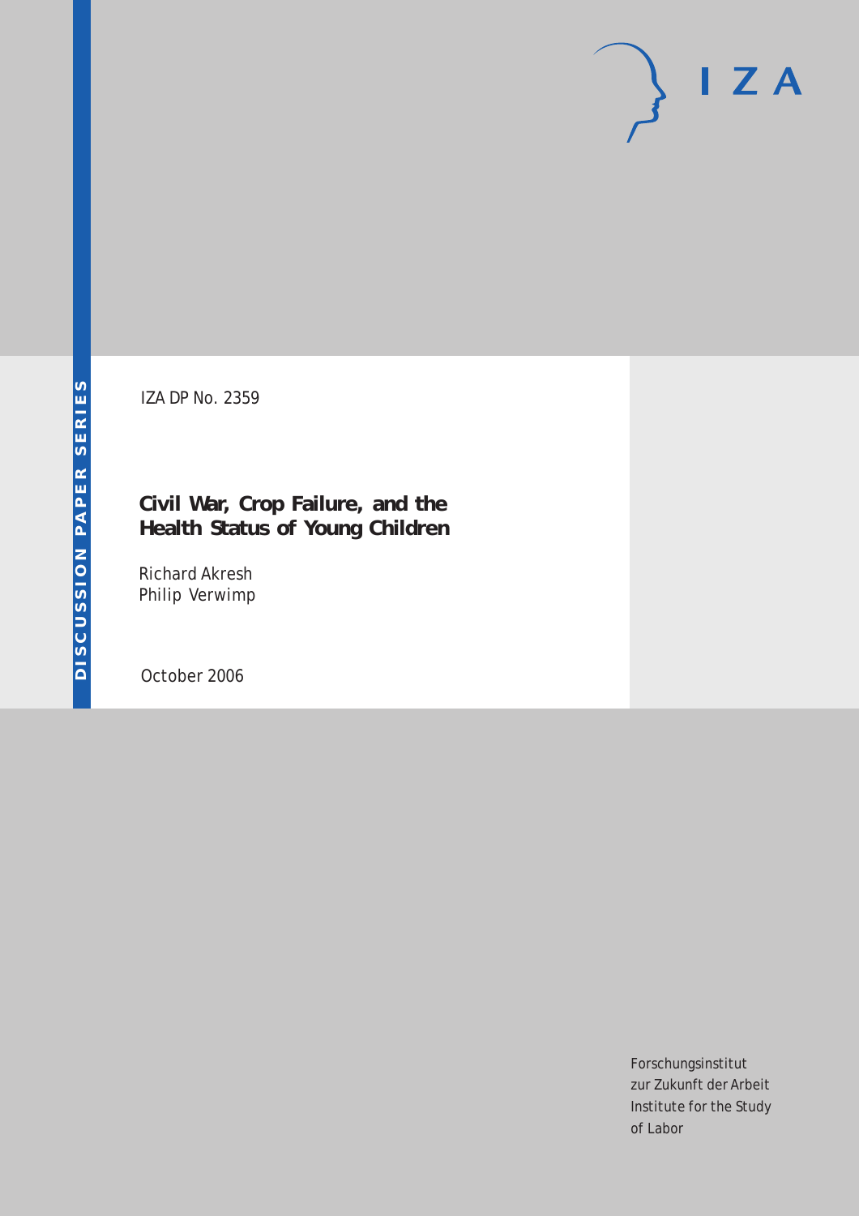DISCUSSION PAPER SERIES

IZA

IZA DP No. 2359

# Civil War, Crop Failure, and the Health Status of Young Children

Richard Akresh
Philip Verwimp

October 2006

Forschungsinstitut
zur Zukunft der Arbeit
Institute for the Study
of Labor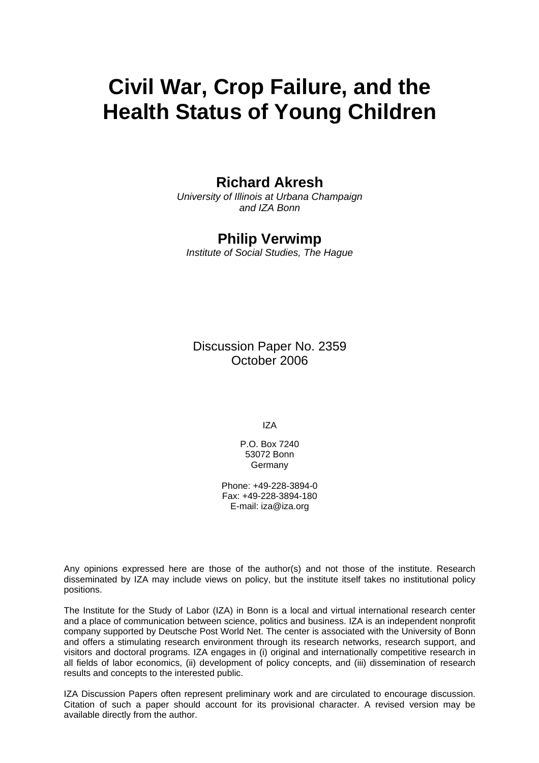# Civil War, Crop Failure, and the Health Status of Young Children

**Richard Akresh**
*University of Illinois at Urbana Champaign and IZA Bonn*

**Philip Verwimp**
*Institute of Social Studies, The Hague*

Discussion Paper No. 2359
October 2006

IZA

P.O. Box 7240
53072 Bonn
Germany

Phone: +49-228-3894-0
Fax: +49-228-3894-180
E-mail: iza@iza.org

Any opinions expressed here are those of the author(s) and not those of the institute. Research disseminated by IZA may include views on policy, but the institute itself takes no institutional policy positions.

The Institute for the Study of Labor (IZA) in Bonn is a local and virtual international research center and a place of communication between science, politics and business. IZA is an independent nonprofit company supported by Deutsche Post World Net. The center is associated with the University of Bonn and offers a stimulating research environment through its research networks, research support, and visitors and doctoral programs. IZA engages in (i) original and internationally competitive research in all fields of labor economics, (ii) development of policy concepts, and (iii) dissemination of research results and concepts to the interested public.

IZA Discussion Papers often represent preliminary work and are circulated to encourage discussion. Citation of such a paper should account for its provisional character. A revised version may be available directly from the author.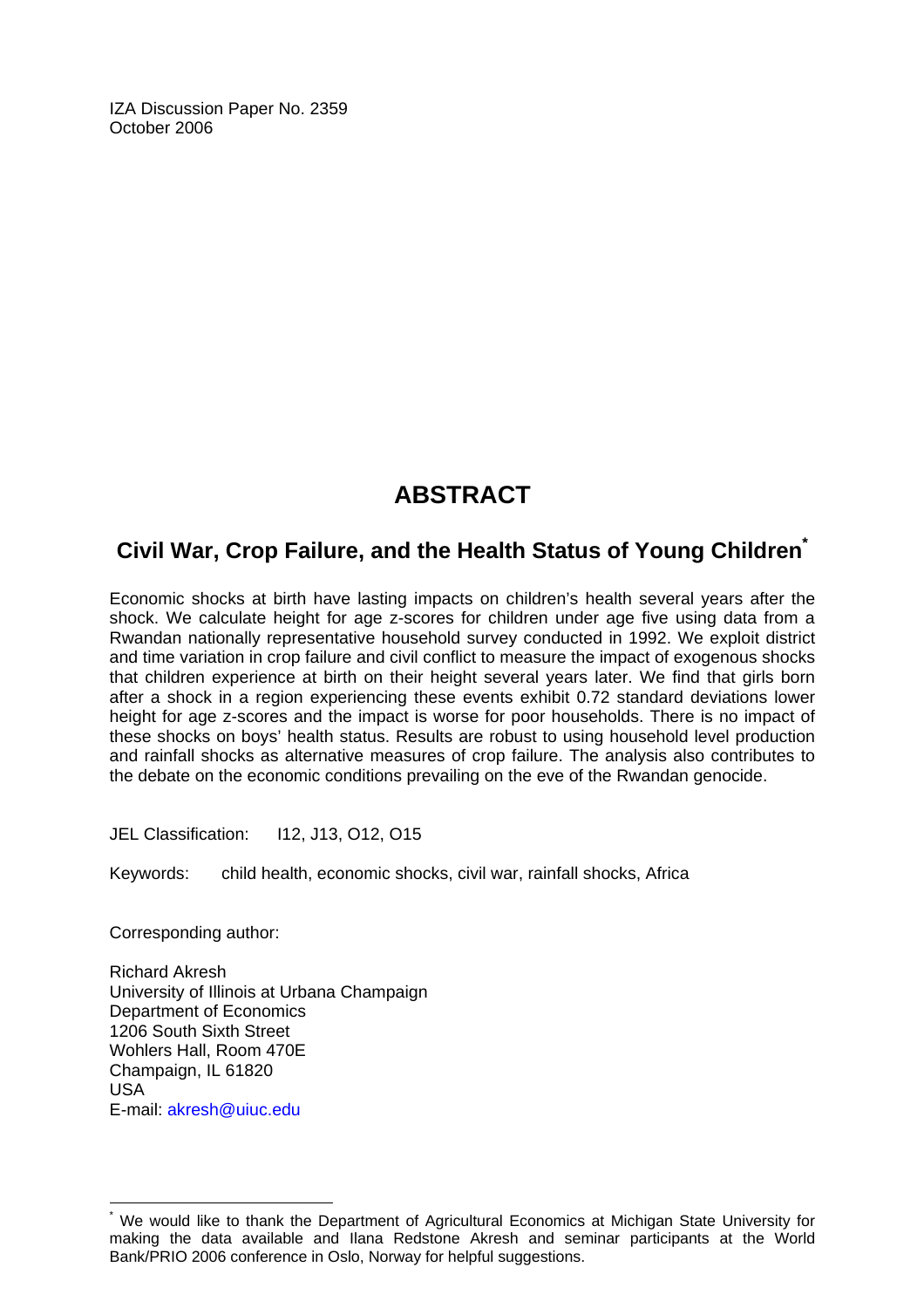IZA Discussion Paper No. 2359
October 2006

# ABSTRACT

## Civil War, Crop Failure, and the Health Status of Young Children*

Economic shocks at birth have lasting impacts on children's health several years after the shock. We calculate height for age z-scores for children under age five using data from a Rwandan nationally representative household survey conducted in 1992. We exploit district and time variation in crop failure and civil conflict to measure the impact of exogenous shocks that children experience at birth on their height several years later. We find that girls born after a shock in a region experiencing these events exhibit 0.72 standard deviations lower height for age z-scores and the impact is worse for poor households. There is no impact of these shocks on boys' health status. Results are robust to using household level production and rainfall shocks as alternative measures of crop failure. The analysis also contributes to the debate on the economic conditions prevailing on the eve of the Rwandan genocide.

JEL Classification: I12, J13, O12, O15

Keywords: child health, economic shocks, civil war, rainfall shocks, Africa

Corresponding author:

Richard Akresh
University of Illinois at Urbana Champaign
Department of Economics
1206 South Sixth Street
Wohlers Hall, Room 470E
Champaign, IL 61820
USA
E-mail: akresh@uiuc.edu

* We would like to thank the Department of Agricultural Economics at Michigan State University for making the data available and Ilana Redstone Akresh and seminar participants at the World Bank/PRIO 2006 conference in Oslo, Norway for helpful suggestions.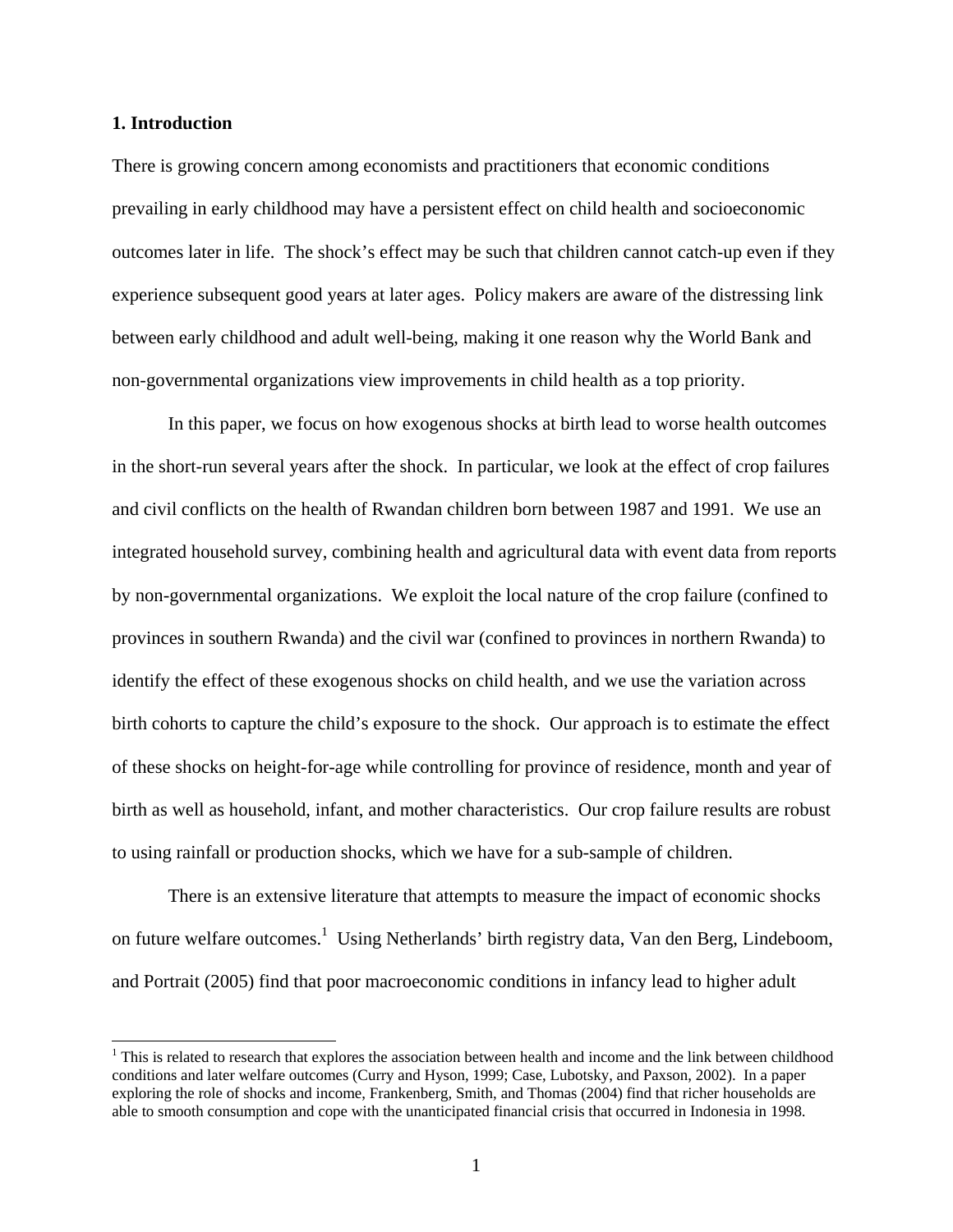## 1. Introduction

There is growing concern among economists and practitioners that economic conditions prevailing in early childhood may have a persistent effect on child health and socioeconomic outcomes later in life. The shock's effect may be such that children cannot catch-up even if they experience subsequent good years at later ages. Policy makers are aware of the distressing link between early childhood and adult well-being, making it one reason why the World Bank and non-governmental organizations view improvements in child health as a top priority.

In this paper, we focus on how exogenous shocks at birth lead to worse health outcomes in the short-run several years after the shock. In particular, we look at the effect of crop failures and civil conflicts on the health of Rwandan children born between 1987 and 1991. We use an integrated household survey, combining health and agricultural data with event data from reports by non-governmental organizations. We exploit the local nature of the crop failure (confined to provinces in southern Rwanda) and the civil war (confined to provinces in northern Rwanda) to identify the effect of these exogenous shocks on child health, and we use the variation across birth cohorts to capture the child's exposure to the shock. Our approach is to estimate the effect of these shocks on height-for-age while controlling for province of residence, month and year of birth as well as household, infant, and mother characteristics. Our crop failure results are robust to using rainfall or production shocks, which we have for a sub-sample of children.

There is an extensive literature that attempts to measure the impact of economic shocks on future welfare outcomes.[1] Using Netherlands' birth registry data, Van den Berg, Lindeboom, and Portrait (2005) find that poor macroeconomic conditions in infancy lead to higher adult

[1] This is related to research that explores the association between health and income and the link between childhood conditions and later welfare outcomes (Curry and Hyson, 1999; Case, Lubotsky, and Paxson, 2002). In a paper exploring the role of shocks and income, Frankenberg, Smith, and Thomas (2004) find that richer households are able to smooth consumption and cope with the unanticipated financial crisis that occurred in Indonesia in 1998.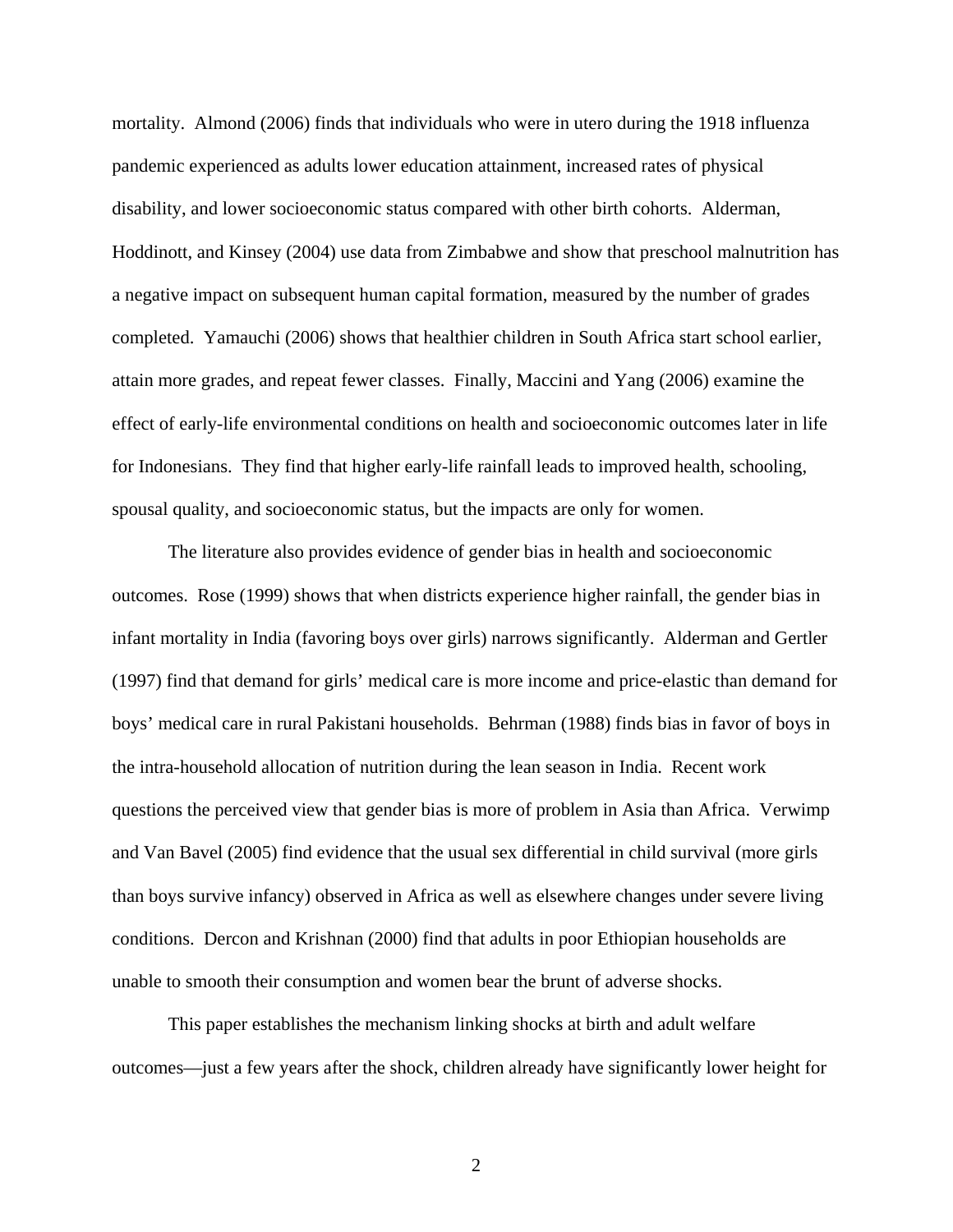mortality. Almond (2006) finds that individuals who were in utero during the 1918 influenza pandemic experienced as adults lower education attainment, increased rates of physical disability, and lower socioeconomic status compared with other birth cohorts. Alderman, Hoddinott, and Kinsey (2004) use data from Zimbabwe and show that preschool malnutrition has a negative impact on subsequent human capital formation, measured by the number of grades completed. Yamauchi (2006) shows that healthier children in South Africa start school earlier, attain more grades, and repeat fewer classes. Finally, Maccini and Yang (2006) examine the effect of early-life environmental conditions on health and socioeconomic outcomes later in life for Indonesians. They find that higher early-life rainfall leads to improved health, schooling, spousal quality, and socioeconomic status, but the impacts are only for women.

The literature also provides evidence of gender bias in health and socioeconomic outcomes. Rose (1999) shows that when districts experience higher rainfall, the gender bias in infant mortality in India (favoring boys over girls) narrows significantly. Alderman and Gertler (1997) find that demand for girls' medical care is more income and price-elastic than demand for boys' medical care in rural Pakistani households. Behrman (1988) finds bias in favor of boys in the intra-household allocation of nutrition during the lean season in India. Recent work questions the perceived view that gender bias is more of problem in Asia than Africa. Verwimp and Van Bavel (2005) find evidence that the usual sex differential in child survival (more girls than boys survive infancy) observed in Africa as well as elsewhere changes under severe living conditions. Dercon and Krishnan (2000) find that adults in poor Ethiopian households are unable to smooth their consumption and women bear the brunt of adverse shocks.

This paper establishes the mechanism linking shocks at birth and adult welfare outcomes—just a few years after the shock, children already have significantly lower height for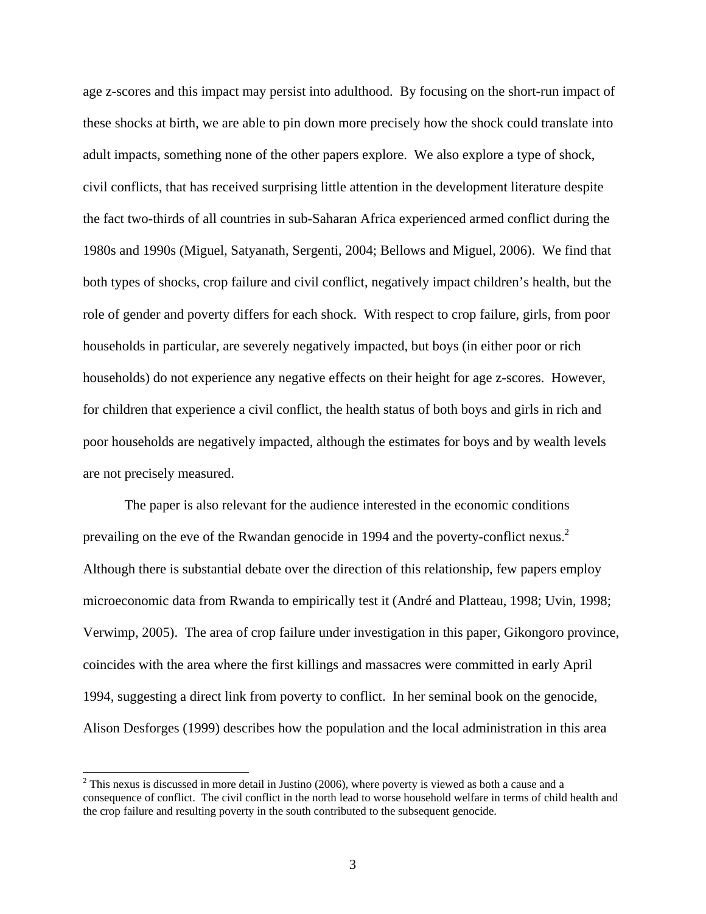age z-scores and this impact may persist into adulthood. By focusing on the short-run impact of these shocks at birth, we are able to pin down more precisely how the shock could translate into adult impacts, something none of the other papers explore. We also explore a type of shock, civil conflicts, that has received surprising little attention in the development literature despite the fact two-thirds of all countries in sub-Saharan Africa experienced armed conflict during the 1980s and 1990s (Miguel, Satyanath, Sergenti, 2004; Bellows and Miguel, 2006). We find that both types of shocks, crop failure and civil conflict, negatively impact children's health, but the role of gender and poverty differs for each shock. With respect to crop failure, girls, from poor households in particular, are severely negatively impacted, but boys (in either poor or rich households) do not experience any negative effects on their height for age z-scores. However, for children that experience a civil conflict, the health status of both boys and girls in rich and poor households are negatively impacted, although the estimates for boys and by wealth levels are not precisely measured.

The paper is also relevant for the audience interested in the economic conditions prevailing on the eve of the Rwandan genocide in 1994 and the poverty-conflict nexus.[2] Although there is substantial debate over the direction of this relationship, few papers employ microeconomic data from Rwanda to empirically test it (André and Platteau, 1998; Uvin, 1998; Verwimp, 2005). The area of crop failure under investigation in this paper, Gikongoro province, coincides with the area where the first killings and massacres were committed in early April 1994, suggesting a direct link from poverty to conflict. In her seminal book on the genocide, Alison Desforges (1999) describes how the population and the local administration in this area

[2] This nexus is discussed in more detail in Justino (2006), where poverty is viewed as both a cause and a consequence of conflict. The civil conflict in the north lead to worse household welfare in terms of child health and the crop failure and resulting poverty in the south contributed to the subsequent genocide.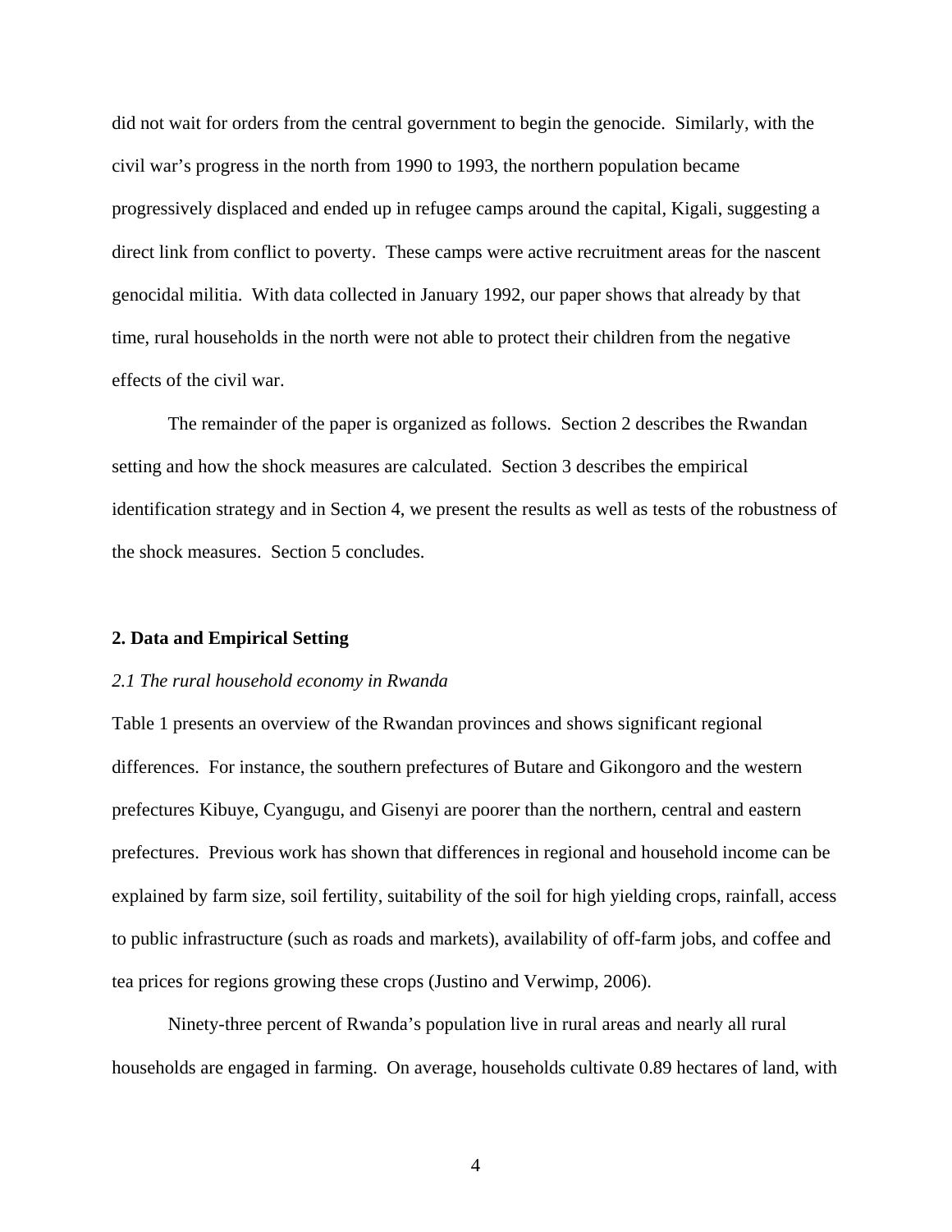did not wait for orders from the central government to begin the genocide. Similarly, with the civil war's progress in the north from 1990 to 1993, the northern population became progressively displaced and ended up in refugee camps around the capital, Kigali, suggesting a direct link from conflict to poverty. These camps were active recruitment areas for the nascent genocidal militia. With data collected in January 1992, our paper shows that already by that time, rural households in the north were not able to protect their children from the negative effects of the civil war.

The remainder of the paper is organized as follows. Section 2 describes the Rwandan setting and how the shock measures are calculated. Section 3 describes the empirical identification strategy and in Section 4, we present the results as well as tests of the robustness of the shock measures. Section 5 concludes.

## 2. Data and Empirical Setting

### *2.1 The rural household economy in Rwanda*

Table 1 presents an overview of the Rwandan provinces and shows significant regional differences. For instance, the southern prefectures of Butare and Gikongoro and the western prefectures Kibuye, Cyangugu, and Gisenyi are poorer than the northern, central and eastern prefectures. Previous work has shown that differences in regional and household income can be explained by farm size, soil fertility, suitability of the soil for high yielding crops, rainfall, access to public infrastructure (such as roads and markets), availability of off-farm jobs, and coffee and tea prices for regions growing these crops (Justino and Verwimp, 2006).

Ninety-three percent of Rwanda's population live in rural areas and nearly all rural households are engaged in farming. On average, households cultivate 0.89 hectares of land, with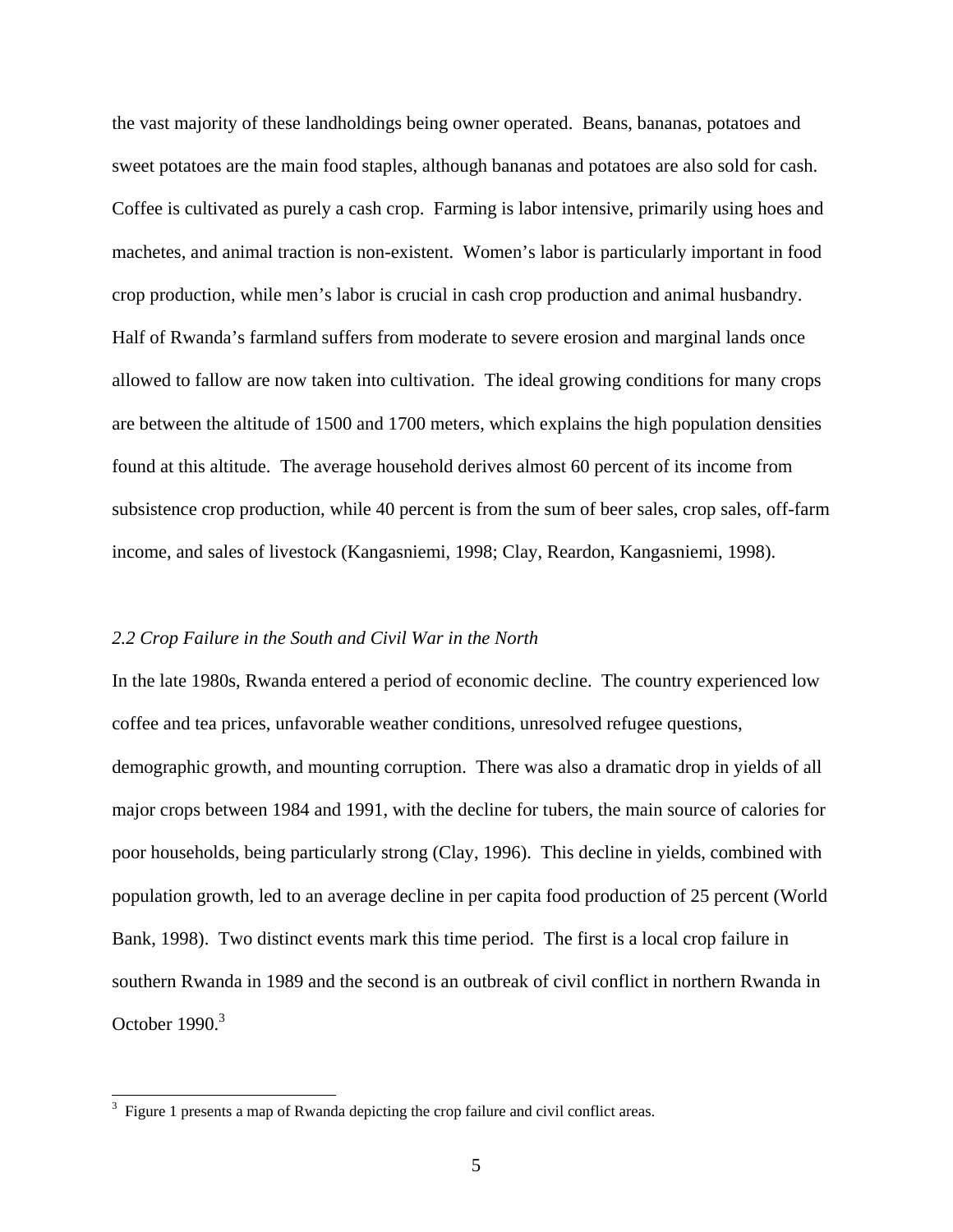the vast majority of these landholdings being owner operated. Beans, bananas, potatoes and sweet potatoes are the main food staples, although bananas and potatoes are also sold for cash. Coffee is cultivated as purely a cash crop. Farming is labor intensive, primarily using hoes and machetes, and animal traction is non-existent. Women's labor is particularly important in food crop production, while men's labor is crucial in cash crop production and animal husbandry. Half of Rwanda's farmland suffers from moderate to severe erosion and marginal lands once allowed to fallow are now taken into cultivation. The ideal growing conditions for many crops are between the altitude of 1500 and 1700 meters, which explains the high population densities found at this altitude. The average household derives almost 60 percent of its income from subsistence crop production, while 40 percent is from the sum of beer sales, crop sales, off-farm income, and sales of livestock (Kangasniemi, 1998; Clay, Reardon, Kangasniemi, 1998).

### *2.2 Crop Failure in the South and Civil War in the North*

In the late 1980s, Rwanda entered a period of economic decline. The country experienced low coffee and tea prices, unfavorable weather conditions, unresolved refugee questions, demographic growth, and mounting corruption. There was also a dramatic drop in yields of all major crops between 1984 and 1991, with the decline for tubers, the main source of calories for poor households, being particularly strong (Clay, 1996). This decline in yields, combined with population growth, led to an average decline in per capita food production of 25 percent (World Bank, 1998). Two distinct events mark this time period. The first is a local crop failure in southern Rwanda in 1989 and the second is an outbreak of civil conflict in northern Rwanda in October 1990.[3]

[3] Figure 1 presents a map of Rwanda depicting the crop failure and civil conflict areas.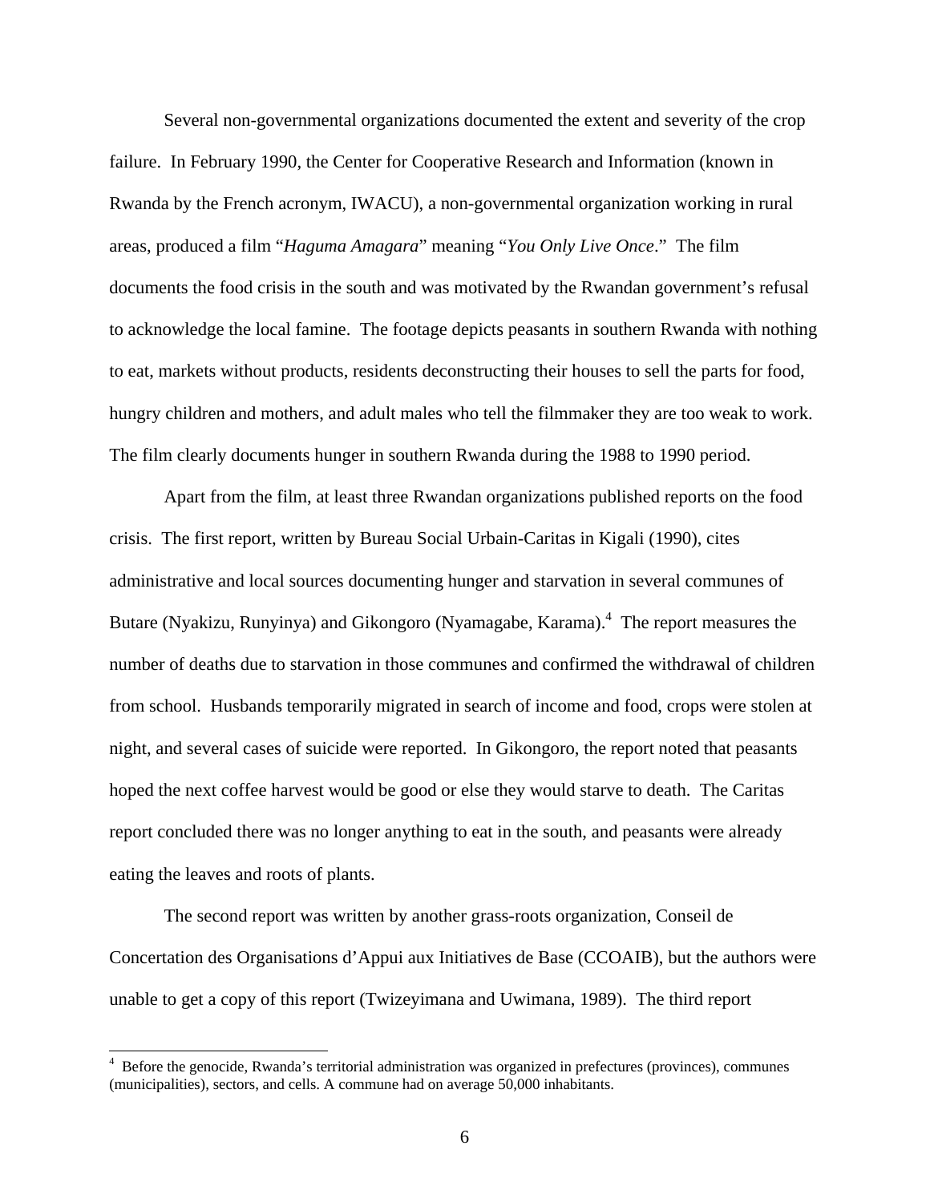Several non-governmental organizations documented the extent and severity of the crop failure. In February 1990, the Center for Cooperative Research and Information (known in Rwanda by the French acronym, IWACU), a non-governmental organization working in rural areas, produced a film "*Haguma Amagara*" meaning "*You Only Live Once*." The film documents the food crisis in the south and was motivated by the Rwandan government's refusal to acknowledge the local famine. The footage depicts peasants in southern Rwanda with nothing to eat, markets without products, residents deconstructing their houses to sell the parts for food, hungry children and mothers, and adult males who tell the filmmaker they are too weak to work. The film clearly documents hunger in southern Rwanda during the 1988 to 1990 period.

Apart from the film, at least three Rwandan organizations published reports on the food crisis. The first report, written by Bureau Social Urbain-Caritas in Kigali (1990), cites administrative and local sources documenting hunger and starvation in several communes of Butare (Nyakizu, Runyinya) and Gikongoro (Nyamagabe, Karama).[4] The report measures the number of deaths due to starvation in those communes and confirmed the withdrawal of children from school. Husbands temporarily migrated in search of income and food, crops were stolen at night, and several cases of suicide were reported. In Gikongoro, the report noted that peasants hoped the next coffee harvest would be good or else they would starve to death. The Caritas report concluded there was no longer anything to eat in the south, and peasants were already eating the leaves and roots of plants.

The second report was written by another grass-roots organization, Conseil de Concertation des Organisations d'Appui aux Initiatives de Base (CCOAIB), but the authors were unable to get a copy of this report (Twizeyimana and Uwimana, 1989). The third report

[4] Before the genocide, Rwanda's territorial administration was organized in prefectures (provinces), communes (municipalities), sectors, and cells. A commune had on average 50,000 inhabitants.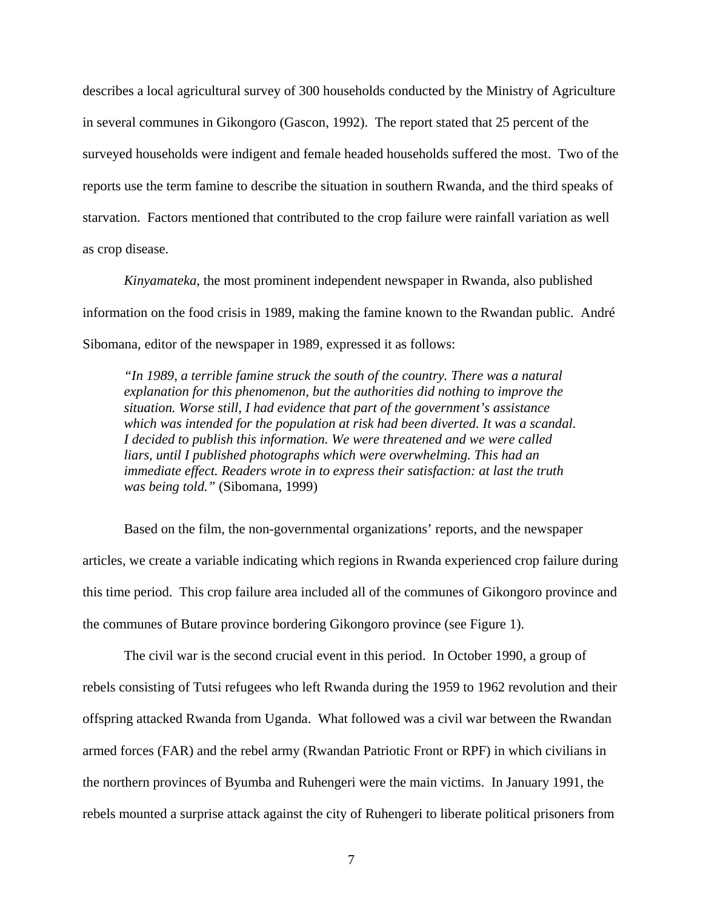describes a local agricultural survey of 300 households conducted by the Ministry of Agriculture in several communes in Gikongoro (Gascon, 1992). The report stated that 25 percent of the surveyed households were indigent and female headed households suffered the most. Two of the reports use the term famine to describe the situation in southern Rwanda, and the third speaks of starvation. Factors mentioned that contributed to the crop failure were rainfall variation as well as crop disease.

*Kinyamateka*, the most prominent independent newspaper in Rwanda, also published information on the food crisis in 1989, making the famine known to the Rwandan public. André Sibomana, editor of the newspaper in 1989, expressed it as follows:

> *"In 1989, a terrible famine struck the south of the country. There was a natural explanation for this phenomenon, but the authorities did nothing to improve the situation. Worse still, I had evidence that part of the government's assistance which was intended for the population at risk had been diverted. It was a scandal. I decided to publish this information. We were threatened and we were called liars, until I published photographs which were overwhelming. This had an immediate effect. Readers wrote in to express their satisfaction: at last the truth was being told."* (Sibomana, 1999)

Based on the film, the non-governmental organizations' reports, and the newspaper articles, we create a variable indicating which regions in Rwanda experienced crop failure during this time period. This crop failure area included all of the communes of Gikongoro province and the communes of Butare province bordering Gikongoro province (see Figure 1).

The civil war is the second crucial event in this period. In October 1990, a group of rebels consisting of Tutsi refugees who left Rwanda during the 1959 to 1962 revolution and their offspring attacked Rwanda from Uganda. What followed was a civil war between the Rwandan armed forces (FAR) and the rebel army (Rwandan Patriotic Front or RPF) in which civilians in the northern provinces of Byumba and Ruhengeri were the main victims. In January 1991, the rebels mounted a surprise attack against the city of Ruhengeri to liberate political prisoners from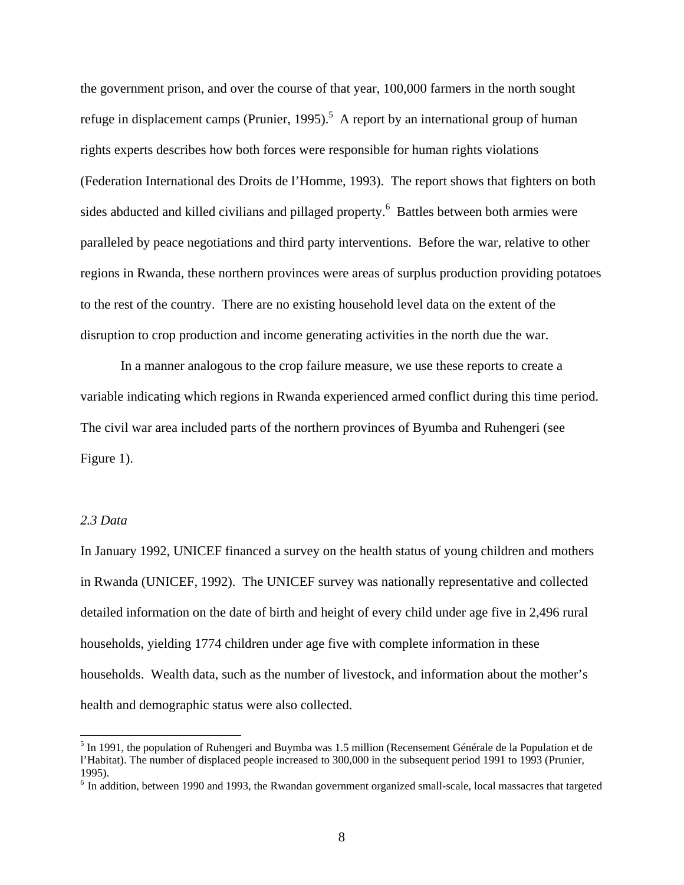the government prison, and over the course of that year, 100,000 farmers in the north sought refuge in displacement camps (Prunier, 1995).[5] A report by an international group of human rights experts describes how both forces were responsible for human rights violations (Federation International des Droits de l'Homme, 1993). The report shows that fighters on both sides abducted and killed civilians and pillaged property.[6] Battles between both armies were paralleled by peace negotiations and third party interventions. Before the war, relative to other regions in Rwanda, these northern provinces were areas of surplus production providing potatoes to the rest of the country. There are no existing household level data on the extent of the disruption to crop production and income generating activities in the north due the war.

In a manner analogous to the crop failure measure, we use these reports to create a variable indicating which regions in Rwanda experienced armed conflict during this time period. The civil war area included parts of the northern provinces of Byumba and Ruhengeri (see Figure 1).

### *2.3 Data*

In January 1992, UNICEF financed a survey on the health status of young children and mothers in Rwanda (UNICEF, 1992). The UNICEF survey was nationally representative and collected detailed information on the date of birth and height of every child under age five in 2,496 rural households, yielding 1774 children under age five with complete information in these households. Wealth data, such as the number of livestock, and information about the mother's health and demographic status were also collected.

---

[5] In 1991, the population of Ruhengeri and Buymba was 1.5 million (Recensement Générale de la Population et de l'Habitat). The number of displaced people increased to 300,000 in the subsequent period 1991 to 1993 (Prunier, 1995).

[6] In addition, between 1990 and 1993, the Rwandan government organized small-scale, local massacres that targeted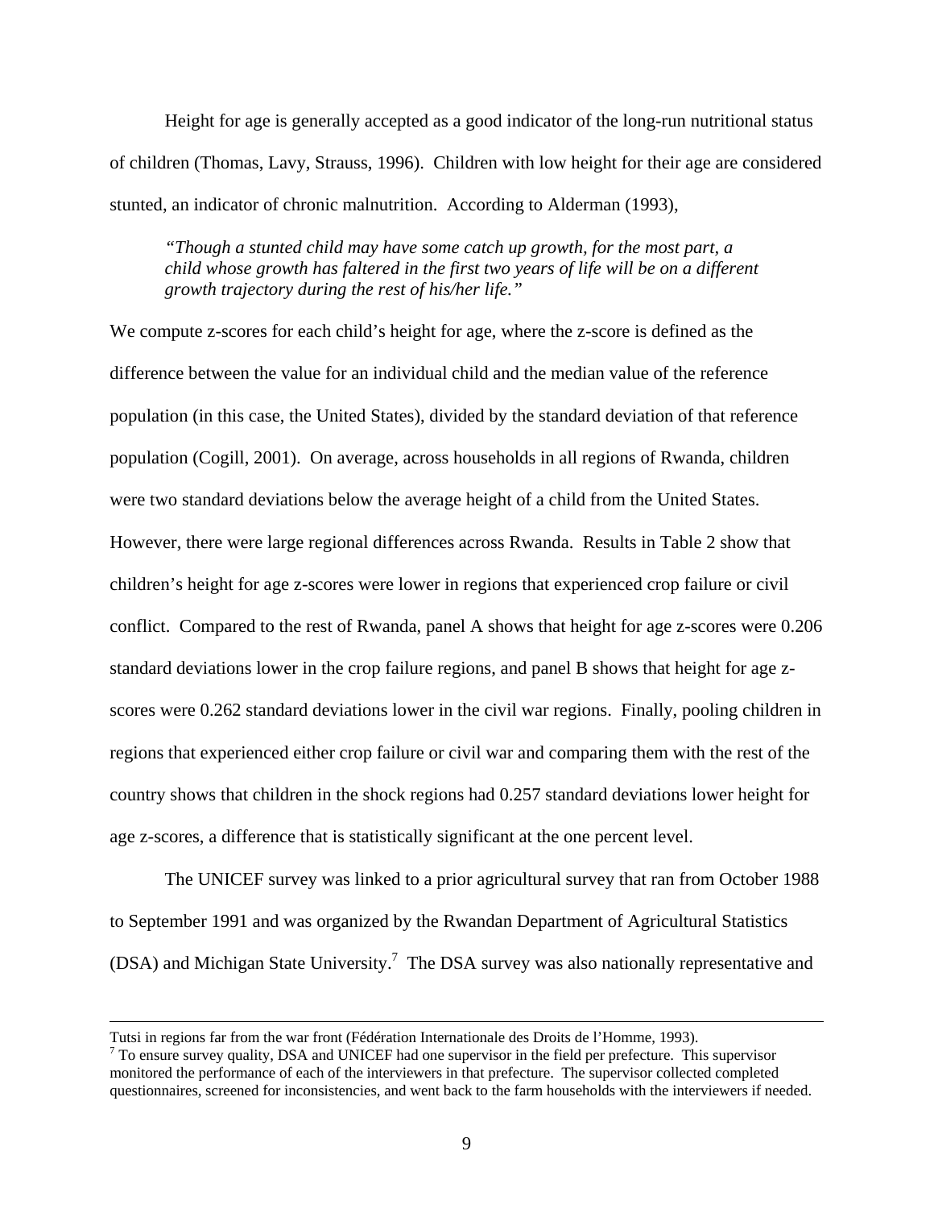Height for age is generally accepted as a good indicator of the long-run nutritional status of children (Thomas, Lavy, Strauss, 1996). Children with low height for their age are considered stunted, an indicator of chronic malnutrition. According to Alderman (1993),

> *"Though a stunted child may have some catch up growth, for the most part, a child whose growth has faltered in the first two years of life will be on a different growth trajectory during the rest of his/her life."*

We compute z-scores for each child's height for age, where the z-score is defined as the difference between the value for an individual child and the median value of the reference population (in this case, the United States), divided by the standard deviation of that reference population (Cogill, 2001). On average, across households in all regions of Rwanda, children were two standard deviations below the average height of a child from the United States. However, there were large regional differences across Rwanda. Results in Table 2 show that children's height for age z-scores were lower in regions that experienced crop failure or civil conflict. Compared to the rest of Rwanda, panel A shows that height for age z-scores were 0.206 standard deviations lower in the crop failure regions, and panel B shows that height for age z-scores were 0.262 standard deviations lower in the civil war regions. Finally, pooling children in regions that experienced either crop failure or civil war and comparing them with the rest of the country shows that children in the shock regions had 0.257 standard deviations lower height for age z-scores, a difference that is statistically significant at the one percent level.

The UNICEF survey was linked to a prior agricultural survey that ran from October 1988 to September 1991 and was organized by the Rwandan Department of Agricultural Statistics (DSA) and Michigan State University.[7] The DSA survey was also nationally representative and

---

Tutsi in regions far from the war front (Fédération Internationale des Droits de l'Homme, 1993).

[7] To ensure survey quality, DSA and UNICEF had one supervisor in the field per prefecture. This supervisor monitored the performance of each of the interviewers in that prefecture. The supervisor collected completed questionnaires, screened for inconsistencies, and went back to the farm households with the interviewers if needed.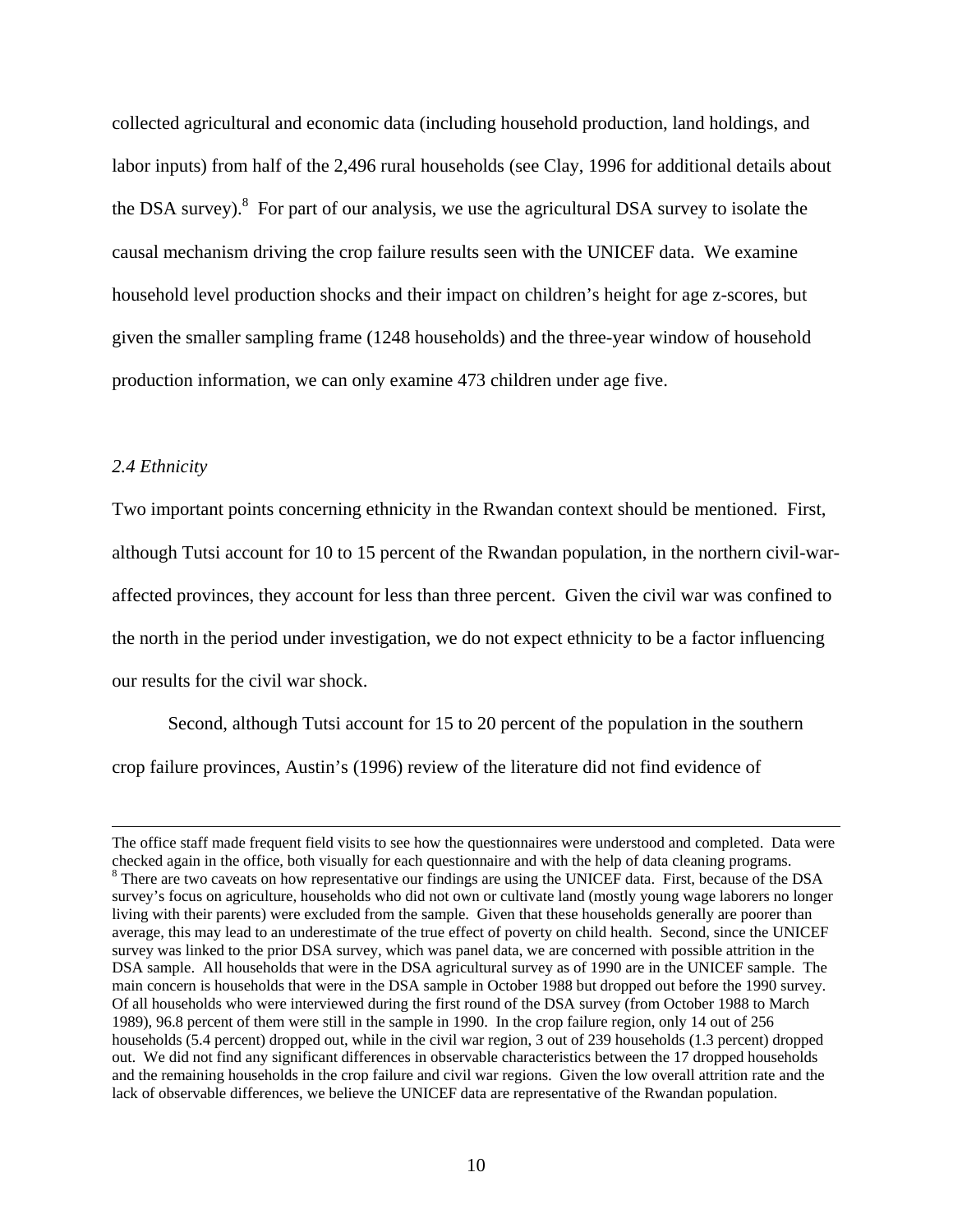collected agricultural and economic data (including household production, land holdings, and labor inputs) from half of the 2,496 rural households (see Clay, 1996 for additional details about the DSA survey).[8] For part of our analysis, we use the agricultural DSA survey to isolate the causal mechanism driving the crop failure results seen with the UNICEF data. We examine household level production shocks and their impact on children's height for age z-scores, but given the smaller sampling frame (1248 households) and the three-year window of household production information, we can only examine 473 children under age five.

### *2.4 Ethnicity*

Two important points concerning ethnicity in the Rwandan context should be mentioned. First, although Tutsi account for 10 to 15 percent of the Rwandan population, in the northern civil-war-affected provinces, they account for less than three percent. Given the civil war was confined to the north in the period under investigation, we do not expect ethnicity to be a factor influencing our results for the civil war shock.

Second, although Tutsi account for 15 to 20 percent of the population in the southern crop failure provinces, Austin's (1996) review of the literature did not find evidence of

---

The office staff made frequent field visits to see how the questionnaires were understood and completed. Data were checked again in the office, both visually for each questionnaire and with the help of data cleaning programs.

[8] There are two caveats on how representative our findings are using the UNICEF data. First, because of the DSA survey's focus on agriculture, households who did not own or cultivate land (mostly young wage laborers no longer living with their parents) were excluded from the sample. Given that these households generally are poorer than average, this may lead to an underestimate of the true effect of poverty on child health. Second, since the UNICEF survey was linked to the prior DSA survey, which was panel data, we are concerned with possible attrition in the DSA sample. All households that were in the DSA agricultural survey as of 1990 are in the UNICEF sample. The main concern is households that were in the DSA sample in October 1988 but dropped out before the 1990 survey. Of all households who were interviewed during the first round of the DSA survey (from October 1988 to March 1989), 96.8 percent of them were still in the sample in 1990. In the crop failure region, only 14 out of 256 households (5.4 percent) dropped out, while in the civil war region, 3 out of 239 households (1.3 percent) dropped out. We did not find any significant differences in observable characteristics between the 17 dropped households and the remaining households in the crop failure and civil war regions. Given the low overall attrition rate and the lack of observable differences, we believe the UNICEF data are representative of the Rwandan population.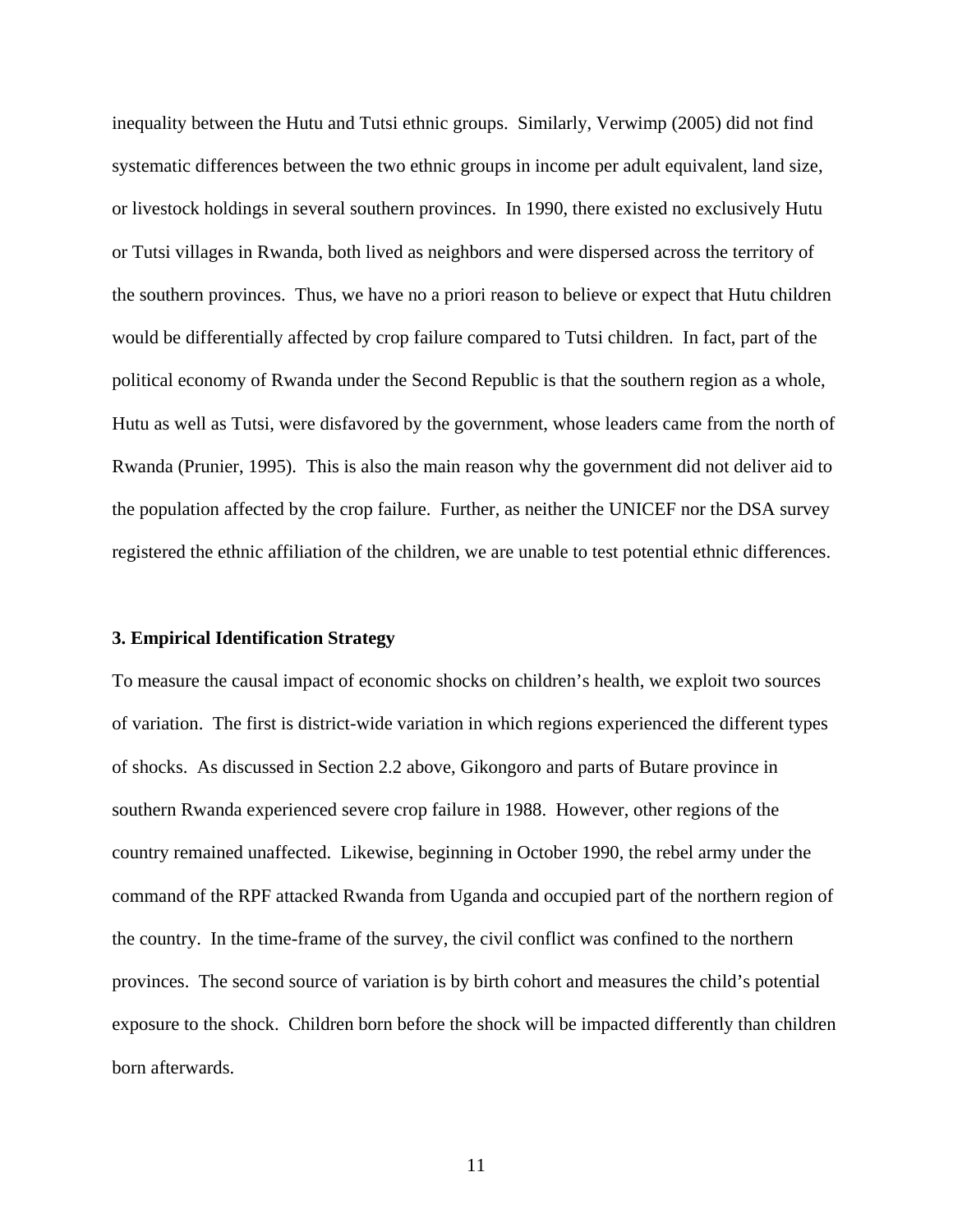inequality between the Hutu and Tutsi ethnic groups. Similarly, Verwimp (2005) did not find systematic differences between the two ethnic groups in income per adult equivalent, land size, or livestock holdings in several southern provinces. In 1990, there existed no exclusively Hutu or Tutsi villages in Rwanda, both lived as neighbors and were dispersed across the territory of the southern provinces. Thus, we have no a priori reason to believe or expect that Hutu children would be differentially affected by crop failure compared to Tutsi children. In fact, part of the political economy of Rwanda under the Second Republic is that the southern region as a whole, Hutu as well as Tutsi, were disfavored by the government, whose leaders came from the north of Rwanda (Prunier, 1995). This is also the main reason why the government did not deliver aid to the population affected by the crop failure. Further, as neither the UNICEF nor the DSA survey registered the ethnic affiliation of the children, we are unable to test potential ethnic differences.

## 3. Empirical Identification Strategy

To measure the causal impact of economic shocks on children's health, we exploit two sources of variation. The first is district-wide variation in which regions experienced the different types of shocks. As discussed in Section 2.2 above, Gikongoro and parts of Butare province in southern Rwanda experienced severe crop failure in 1988. However, other regions of the country remained unaffected. Likewise, beginning in October 1990, the rebel army under the command of the RPF attacked Rwanda from Uganda and occupied part of the northern region of the country. In the time-frame of the survey, the civil conflict was confined to the northern provinces. The second source of variation is by birth cohort and measures the child's potential exposure to the shock. Children born before the shock will be impacted differently than children born afterwards.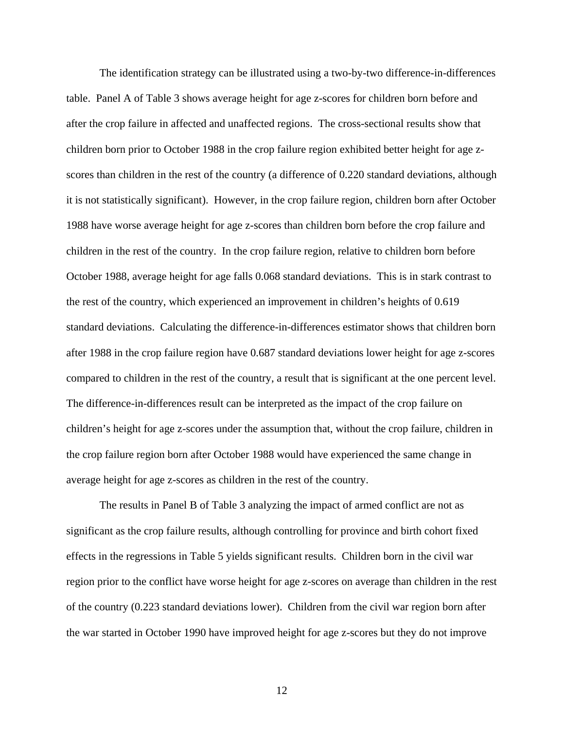The identification strategy can be illustrated using a two-by-two difference-in-differences table. Panel A of Table 3 shows average height for age z-scores for children born before and after the crop failure in affected and unaffected regions. The cross-sectional results show that children born prior to October 1988 in the crop failure region exhibited better height for age z-scores than children in the rest of the country (a difference of 0.220 standard deviations, although it is not statistically significant). However, in the crop failure region, children born after October 1988 have worse average height for age z-scores than children born before the crop failure and children in the rest of the country. In the crop failure region, relative to children born before October 1988, average height for age falls 0.068 standard deviations. This is in stark contrast to the rest of the country, which experienced an improvement in children's heights of 0.619 standard deviations. Calculating the difference-in-differences estimator shows that children born after 1988 in the crop failure region have 0.687 standard deviations lower height for age z-scores compared to children in the rest of the country, a result that is significant at the one percent level. The difference-in-differences result can be interpreted as the impact of the crop failure on children's height for age z-scores under the assumption that, without the crop failure, children in the crop failure region born after October 1988 would have experienced the same change in average height for age z-scores as children in the rest of the country.

The results in Panel B of Table 3 analyzing the impact of armed conflict are not as significant as the crop failure results, although controlling for province and birth cohort fixed effects in the regressions in Table 5 yields significant results. Children born in the civil war region prior to the conflict have worse height for age z-scores on average than children in the rest of the country (0.223 standard deviations lower). Children from the civil war region born after the war started in October 1990 have improved height for age z-scores but they do not improve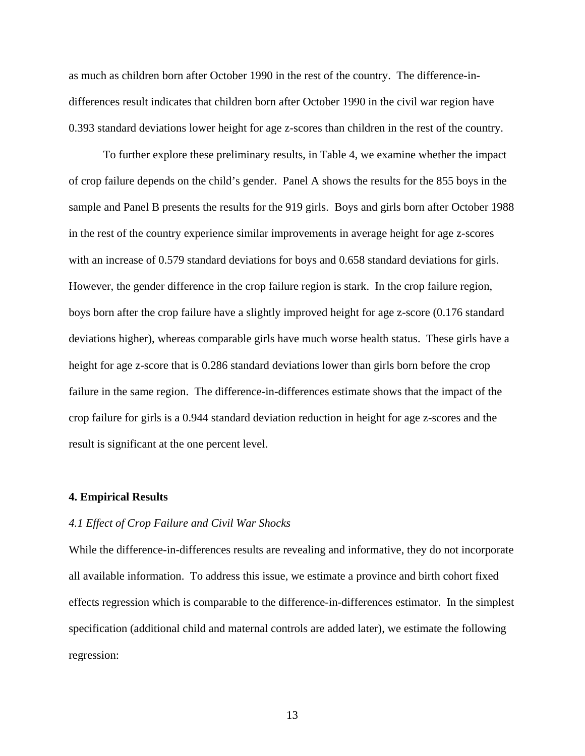as much as children born after October 1990 in the rest of the country. The difference-in-differences result indicates that children born after October 1990 in the civil war region have 0.393 standard deviations lower height for age z-scores than children in the rest of the country.

To further explore these preliminary results, in Table 4, we examine whether the impact of crop failure depends on the child's gender. Panel A shows the results for the 855 boys in the sample and Panel B presents the results for the 919 girls. Boys and girls born after October 1988 in the rest of the country experience similar improvements in average height for age z-scores with an increase of 0.579 standard deviations for boys and 0.658 standard deviations for girls. However, the gender difference in the crop failure region is stark. In the crop failure region, boys born after the crop failure have a slightly improved height for age z-score (0.176 standard deviations higher), whereas comparable girls have much worse health status. These girls have a height for age z-score that is 0.286 standard deviations lower than girls born before the crop failure in the same region. The difference-in-differences estimate shows that the impact of the crop failure for girls is a 0.944 standard deviation reduction in height for age z-scores and the result is significant at the one percent level.

## 4. Empirical Results

### *4.1 Effect of Crop Failure and Civil War Shocks*

While the difference-in-differences results are revealing and informative, they do not incorporate all available information. To address this issue, we estimate a province and birth cohort fixed effects regression which is comparable to the difference-in-differences estimator. In the simplest specification (additional child and maternal controls are added later), we estimate the following regression: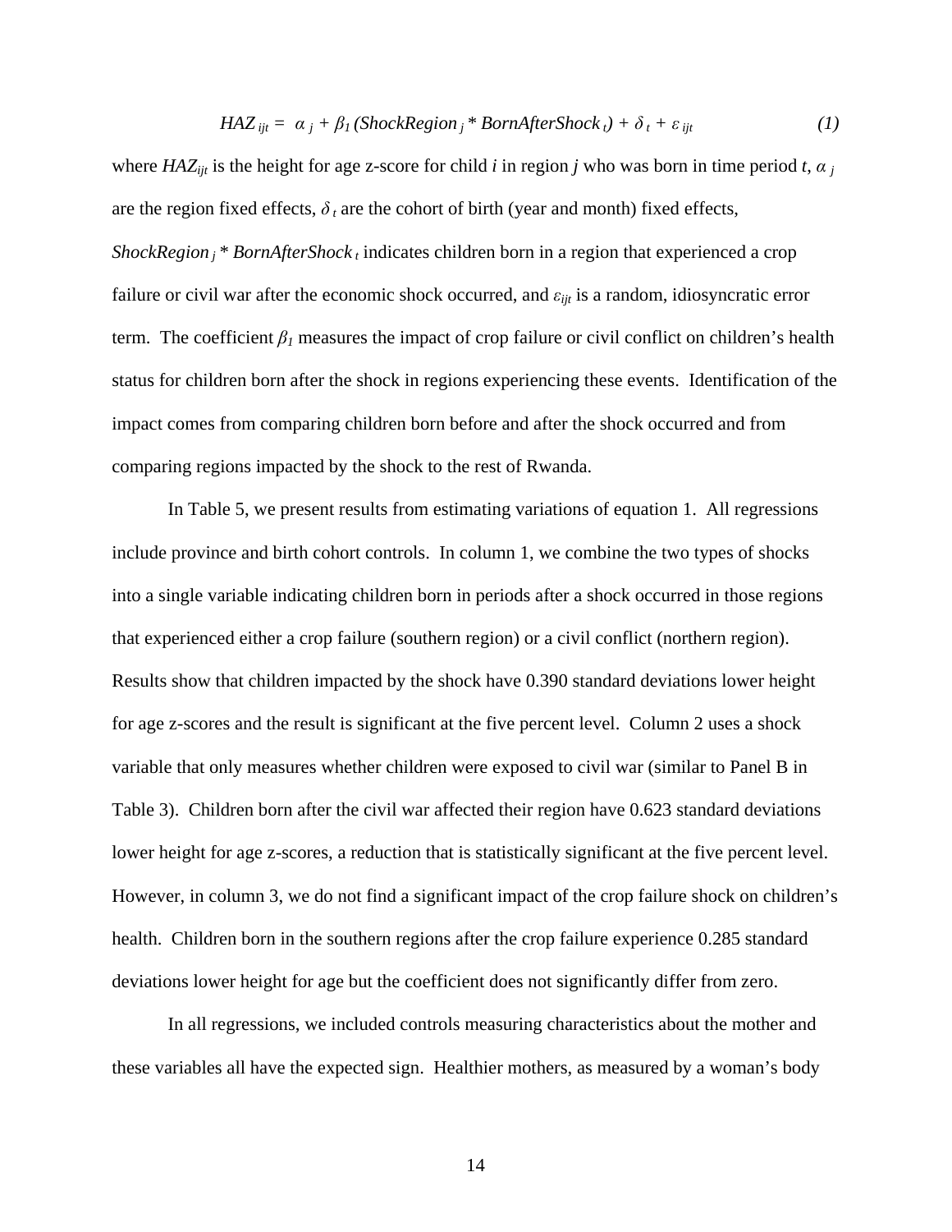$$HAZ_{ijt} = \alpha_j + \beta_1 (ShockRegion_j * BornAfterShock_t) + \delta_t + \varepsilon_{ijt} \tag{1}$$

where $HAZ_{ijt}$ is the height for age z-score for child $i$ in region $j$ who was born in time period $t$, $\alpha_j$ are the region fixed effects, $\delta_t$ are the cohort of birth (year and month) fixed effects, $ShockRegion_j * BornAfterShock_t$ indicates children born in a region that experienced a crop failure or civil war after the economic shock occurred, and $\varepsilon_{ijt}$ is a random, idiosyncratic error term. The coefficient $\beta_1$ measures the impact of crop failure or civil conflict on children's health status for children born after the shock in regions experiencing these events. Identification of the impact comes from comparing children born before and after the shock occurred and from comparing regions impacted by the shock to the rest of Rwanda.

In Table 5, we present results from estimating variations of equation 1. All regressions include province and birth cohort controls. In column 1, we combine the two types of shocks into a single variable indicating children born in periods after a shock occurred in those regions that experienced either a crop failure (southern region) or a civil conflict (northern region). Results show that children impacted by the shock have 0.390 standard deviations lower height for age z-scores and the result is significant at the five percent level. Column 2 uses a shock variable that only measures whether children were exposed to civil war (similar to Panel B in Table 3). Children born after the civil war affected their region have 0.623 standard deviations lower height for age z-scores, a reduction that is statistically significant at the five percent level. However, in column 3, we do not find a significant impact of the crop failure shock on children's health. Children born in the southern regions after the crop failure experience 0.285 standard deviations lower height for age but the coefficient does not significantly differ from zero.

In all regressions, we included controls measuring characteristics about the mother and these variables all have the expected sign. Healthier mothers, as measured by a woman's body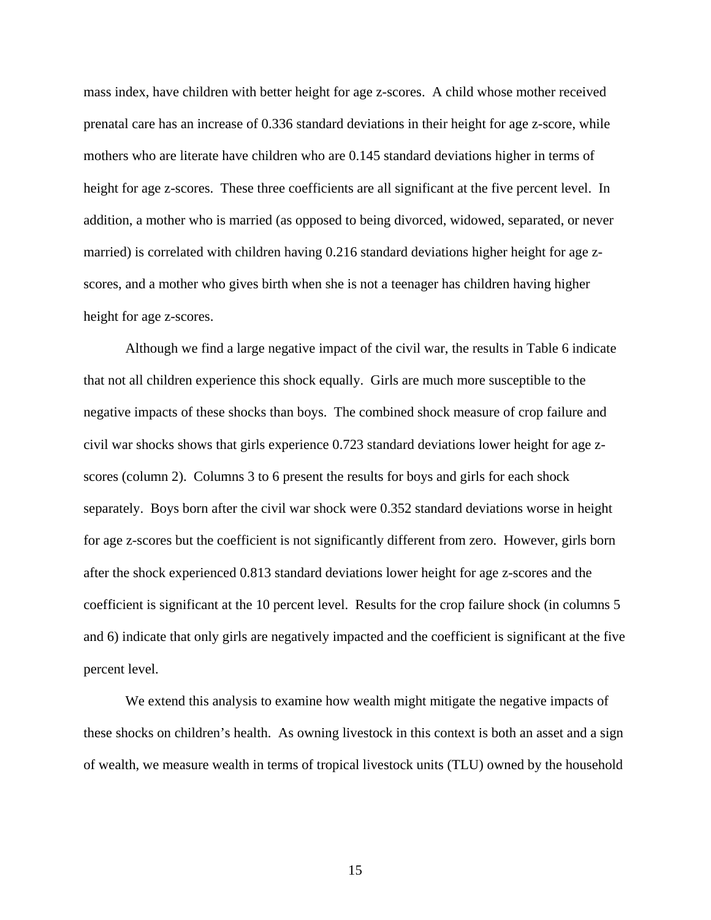mass index, have children with better height for age z-scores. A child whose mother received prenatal care has an increase of 0.336 standard deviations in their height for age z-score, while mothers who are literate have children who are 0.145 standard deviations higher in terms of height for age z-scores. These three coefficients are all significant at the five percent level. In addition, a mother who is married (as opposed to being divorced, widowed, separated, or never married) is correlated with children having 0.216 standard deviations higher height for age z-scores, and a mother who gives birth when she is not a teenager has children having higher height for age z-scores.

Although we find a large negative impact of the civil war, the results in Table 6 indicate that not all children experience this shock equally. Girls are much more susceptible to the negative impacts of these shocks than boys. The combined shock measure of crop failure and civil war shocks shows that girls experience 0.723 standard deviations lower height for age z-scores (column 2). Columns 3 to 6 present the results for boys and girls for each shock separately. Boys born after the civil war shock were 0.352 standard deviations worse in height for age z-scores but the coefficient is not significantly different from zero. However, girls born after the shock experienced 0.813 standard deviations lower height for age z-scores and the coefficient is significant at the 10 percent level. Results for the crop failure shock (in columns 5 and 6) indicate that only girls are negatively impacted and the coefficient is significant at the five percent level.

We extend this analysis to examine how wealth might mitigate the negative impacts of these shocks on children's health. As owning livestock in this context is both an asset and a sign of wealth, we measure wealth in terms of tropical livestock units (TLU) owned by the household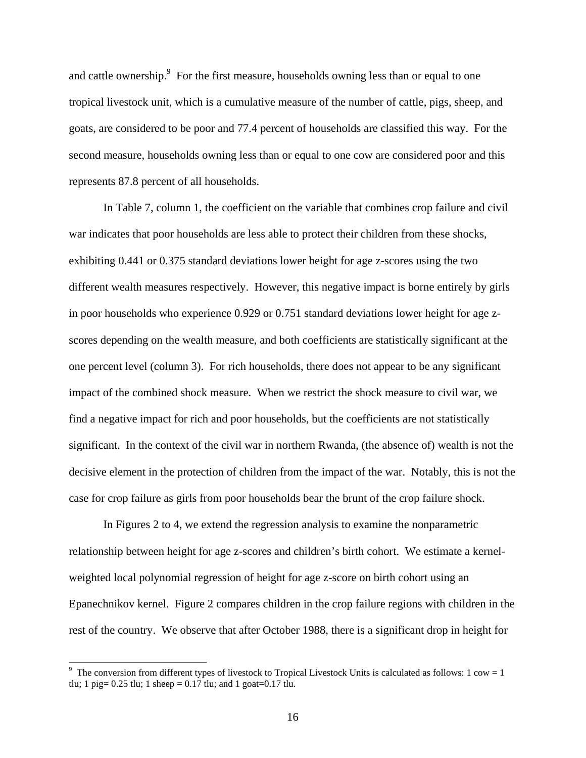and cattle ownership.[9] For the first measure, households owning less than or equal to one tropical livestock unit, which is a cumulative measure of the number of cattle, pigs, sheep, and goats, are considered to be poor and 77.4 percent of households are classified this way. For the second measure, households owning less than or equal to one cow are considered poor and this represents 87.8 percent of all households.

In Table 7, column 1, the coefficient on the variable that combines crop failure and civil war indicates that poor households are less able to protect their children from these shocks, exhibiting 0.441 or 0.375 standard deviations lower height for age z-scores using the two different wealth measures respectively. However, this negative impact is borne entirely by girls in poor households who experience 0.929 or 0.751 standard deviations lower height for age z-scores depending on the wealth measure, and both coefficients are statistically significant at the one percent level (column 3). For rich households, there does not appear to be any significant impact of the combined shock measure. When we restrict the shock measure to civil war, we find a negative impact for rich and poor households, but the coefficients are not statistically significant. In the context of the civil war in northern Rwanda, (the absence of) wealth is not the decisive element in the protection of children from the impact of the war. Notably, this is not the case for crop failure as girls from poor households bear the brunt of the crop failure shock.

In Figures 2 to 4, we extend the regression analysis to examine the nonparametric relationship between height for age z-scores and children's birth cohort. We estimate a kernel-weighted local polynomial regression of height for age z-score on birth cohort using an Epanechnikov kernel. Figure 2 compares children in the crop failure regions with children in the rest of the country. We observe that after October 1988, there is a significant drop in height for

[9] The conversion from different types of livestock to Tropical Livestock Units is calculated as follows: 1 cow = 1 tlu; 1 pig= 0.25 tlu; 1 sheep = 0.17 tlu; and 1 goat=0.17 tlu.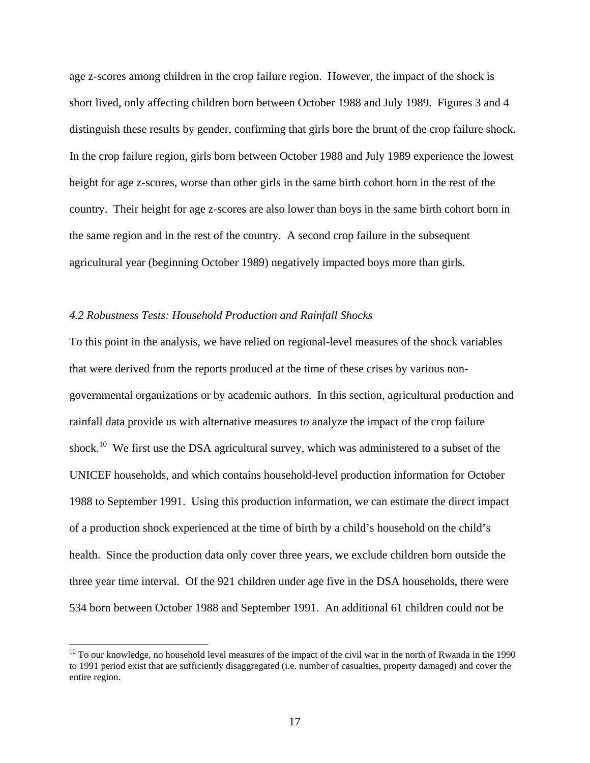age z-scores among children in the crop failure region. However, the impact of the shock is short lived, only affecting children born between October 1988 and July 1989. Figures 3 and 4 distinguish these results by gender, confirming that girls bore the brunt of the crop failure shock. In the crop failure region, girls born between October 1988 and July 1989 experience the lowest height for age z-scores, worse than other girls in the same birth cohort born in the rest of the country. Their height for age z-scores are also lower than boys in the same birth cohort born in the same region and in the rest of the country. A second crop failure in the subsequent agricultural year (beginning October 1989) negatively impacted boys more than girls.

### *4.2 Robustness Tests: Household Production and Rainfall Shocks*

To this point in the analysis, we have relied on regional-level measures of the shock variables that were derived from the reports produced at the time of these crises by various non-governmental organizations or by academic authors. In this section, agricultural production and rainfall data provide us with alternative measures to analyze the impact of the crop failure shock.[10] We first use the DSA agricultural survey, which was administered to a subset of the UNICEF households, and which contains household-level production information for October 1988 to September 1991. Using this production information, we can estimate the direct impact of a production shock experienced at the time of birth by a child's household on the child's health. Since the production data only cover three years, we exclude children born outside the three year time interval. Of the 921 children under age five in the DSA households, there were 534 born between October 1988 and September 1991. An additional 61 children could not be

[10] To our knowledge, no household level measures of the impact of the civil war in the north of Rwanda in the 1990 to 1991 period exist that are sufficiently disaggregated (i.e. number of casualties, property damaged) and cover the entire region.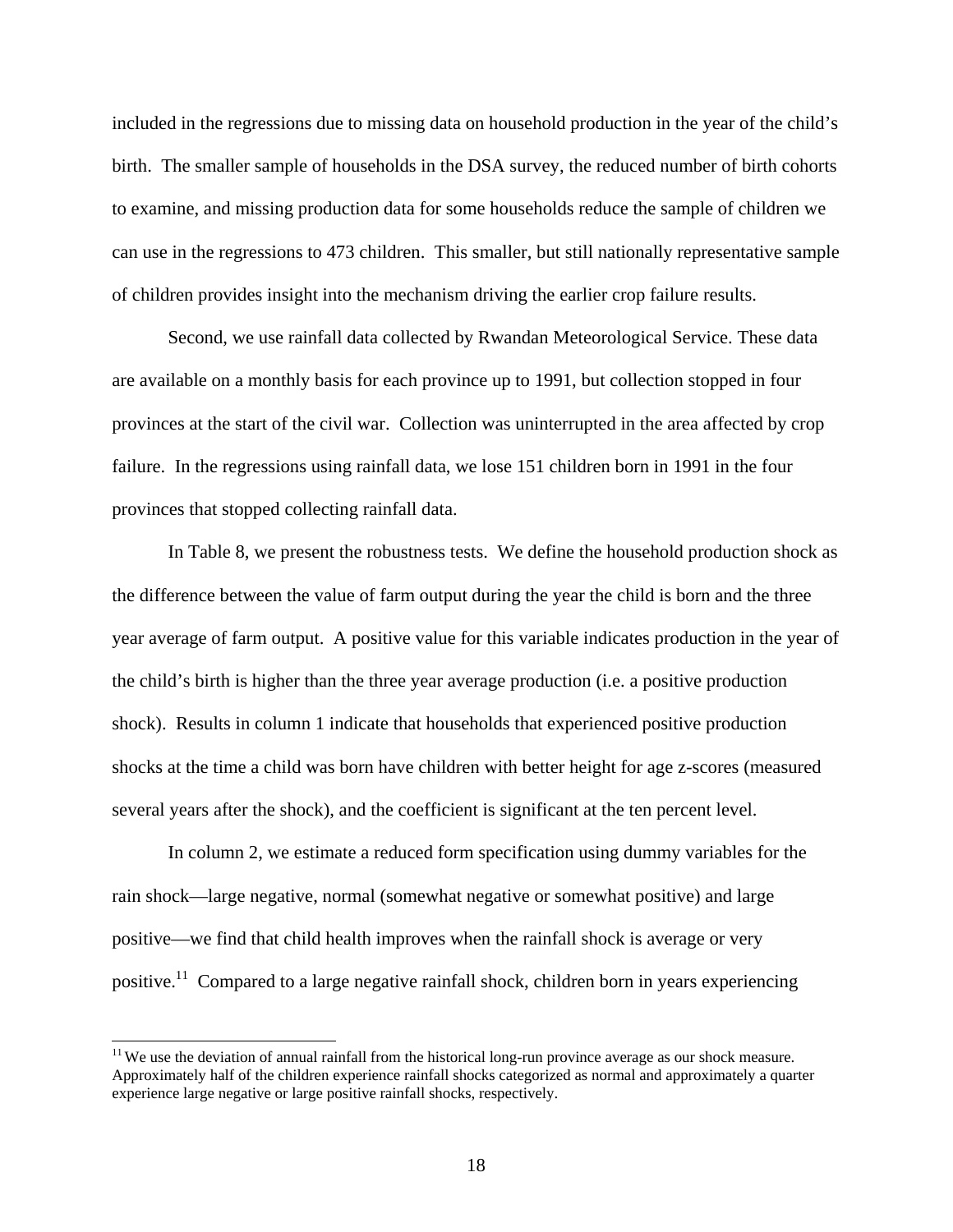included in the regressions due to missing data on household production in the year of the child's birth. The smaller sample of households in the DSA survey, the reduced number of birth cohorts to examine, and missing production data for some households reduce the sample of children we can use in the regressions to 473 children. This smaller, but still nationally representative sample of children provides insight into the mechanism driving the earlier crop failure results.

Second, we use rainfall data collected by Rwandan Meteorological Service. These data are available on a monthly basis for each province up to 1991, but collection stopped in four provinces at the start of the civil war. Collection was uninterrupted in the area affected by crop failure. In the regressions using rainfall data, we lose 151 children born in 1991 in the four provinces that stopped collecting rainfall data.

In Table 8, we present the robustness tests. We define the household production shock as the difference between the value of farm output during the year the child is born and the three year average of farm output. A positive value for this variable indicates production in the year of the child's birth is higher than the three year average production (i.e. a positive production shock). Results in column 1 indicate that households that experienced positive production shocks at the time a child was born have children with better height for age z-scores (measured several years after the shock), and the coefficient is significant at the ten percent level.

In column 2, we estimate a reduced form specification using dummy variables for the rain shock—large negative, normal (somewhat negative or somewhat positive) and large positive—we find that child health improves when the rainfall shock is average or very positive.[11] Compared to a large negative rainfall shock, children born in years experiencing

[11] We use the deviation of annual rainfall from the historical long-run province average as our shock measure. Approximately half of the children experience rainfall shocks categorized as normal and approximately a quarter experience large negative or large positive rainfall shocks, respectively.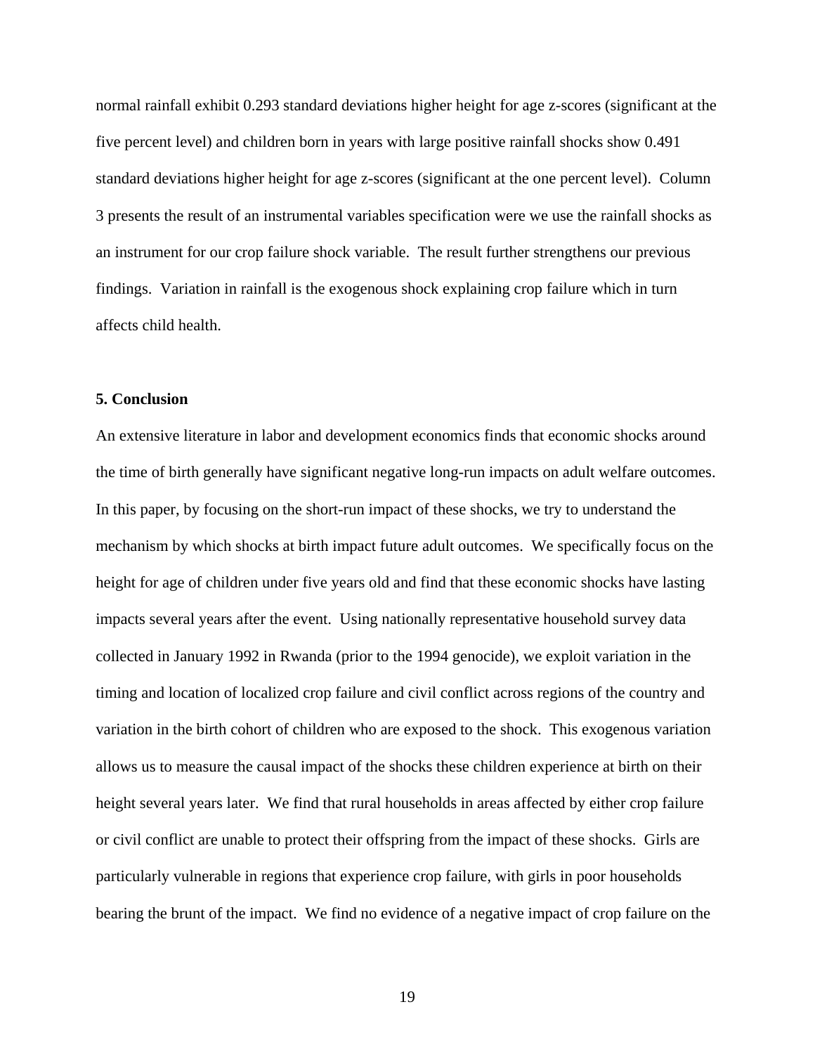normal rainfall exhibit 0.293 standard deviations higher height for age z-scores (significant at the five percent level) and children born in years with large positive rainfall shocks show 0.491 standard deviations higher height for age z-scores (significant at the one percent level). Column 3 presents the result of an instrumental variables specification were we use the rainfall shocks as an instrument for our crop failure shock variable. The result further strengthens our previous findings. Variation in rainfall is the exogenous shock explaining crop failure which in turn affects child health.

## 5. Conclusion

An extensive literature in labor and development economics finds that economic shocks around the time of birth generally have significant negative long-run impacts on adult welfare outcomes. In this paper, by focusing on the short-run impact of these shocks, we try to understand the mechanism by which shocks at birth impact future adult outcomes. We specifically focus on the height for age of children under five years old and find that these economic shocks have lasting impacts several years after the event. Using nationally representative household survey data collected in January 1992 in Rwanda (prior to the 1994 genocide), we exploit variation in the timing and location of localized crop failure and civil conflict across regions of the country and variation in the birth cohort of children who are exposed to the shock. This exogenous variation allows us to measure the causal impact of the shocks these children experience at birth on their height several years later. We find that rural households in areas affected by either crop failure or civil conflict are unable to protect their offspring from the impact of these shocks. Girls are particularly vulnerable in regions that experience crop failure, with girls in poor households bearing the brunt of the impact. We find no evidence of a negative impact of crop failure on the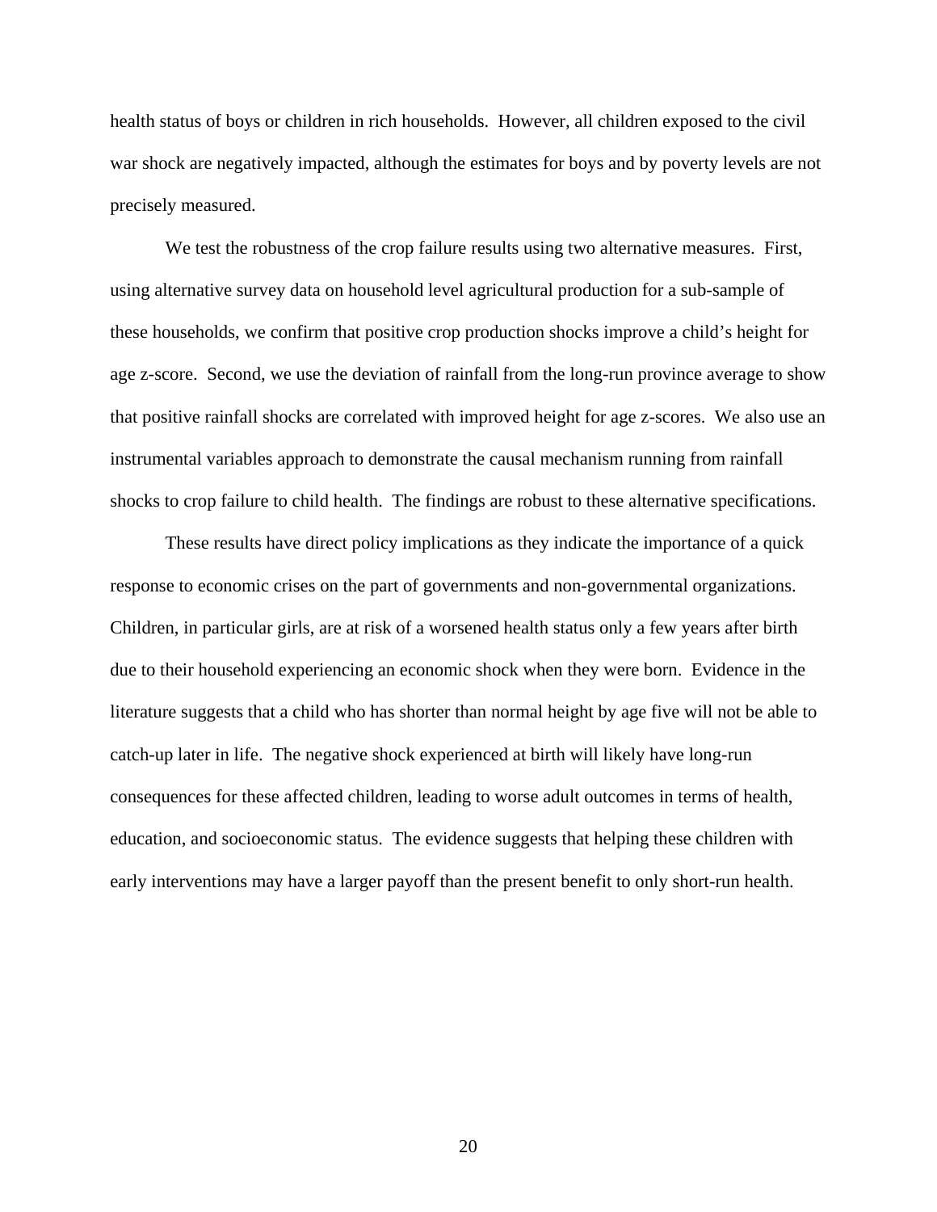health status of boys or children in rich households. However, all children exposed to the civil war shock are negatively impacted, although the estimates for boys and by poverty levels are not precisely measured.

We test the robustness of the crop failure results using two alternative measures. First, using alternative survey data on household level agricultural production for a sub-sample of these households, we confirm that positive crop production shocks improve a child's height for age z-score. Second, we use the deviation of rainfall from the long-run province average to show that positive rainfall shocks are correlated with improved height for age z-scores. We also use an instrumental variables approach to demonstrate the causal mechanism running from rainfall shocks to crop failure to child health. The findings are robust to these alternative specifications.

These results have direct policy implications as they indicate the importance of a quick response to economic crises on the part of governments and non-governmental organizations. Children, in particular girls, are at risk of a worsened health status only a few years after birth due to their household experiencing an economic shock when they were born. Evidence in the literature suggests that a child who has shorter than normal height by age five will not be able to catch-up later in life. The negative shock experienced at birth will likely have long-run consequences for these affected children, leading to worse adult outcomes in terms of health, education, and socioeconomic status. The evidence suggests that helping these children with early interventions may have a larger payoff than the present benefit to only short-run health.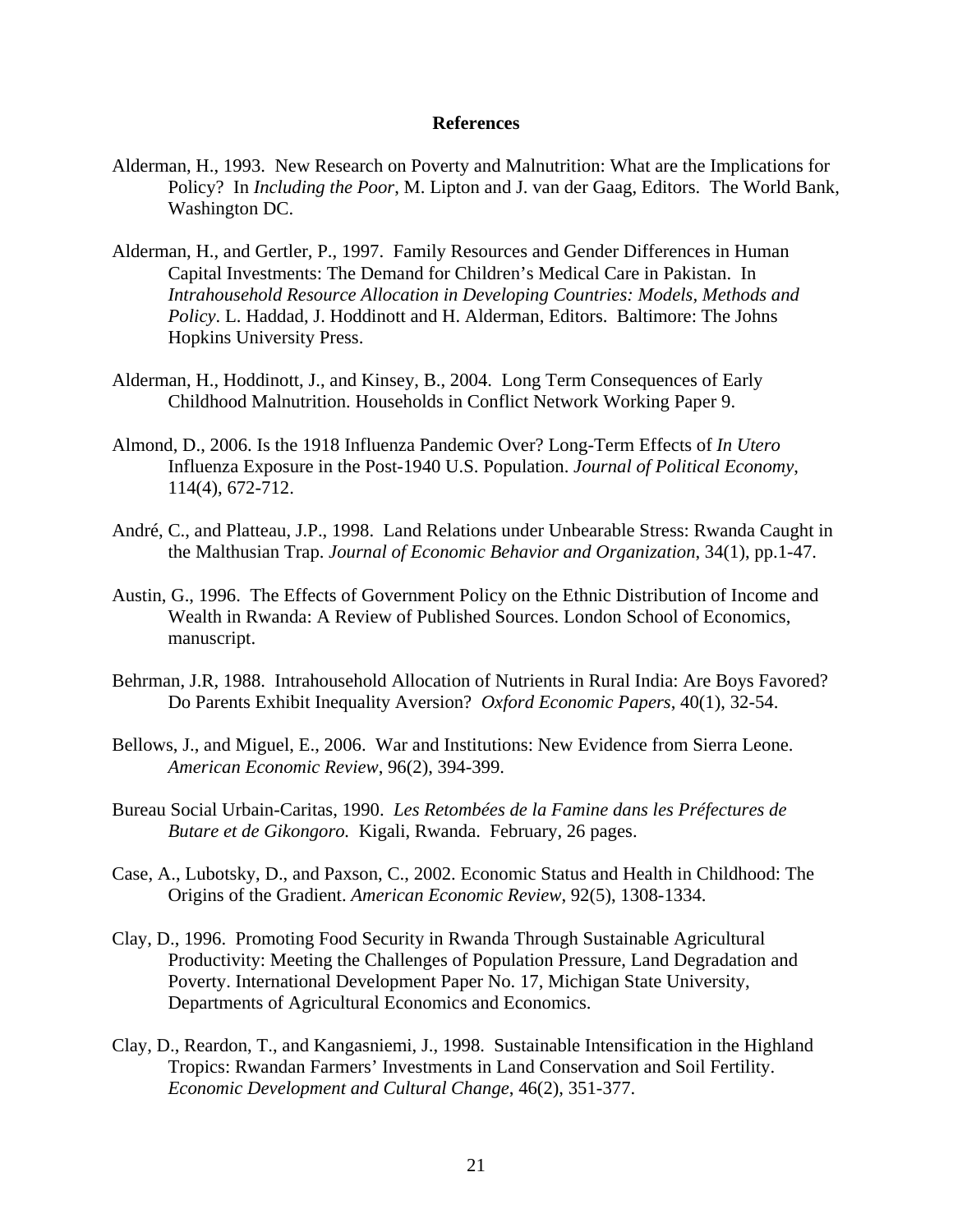# References

Alderman, H., 1993. New Research on Poverty and Malnutrition: What are the Implications for Policy? In *Including the Poor*, M. Lipton and J. van der Gaag, Editors. The World Bank, Washington DC.

Alderman, H., and Gertler, P., 1997. Family Resources and Gender Differences in Human Capital Investments: The Demand for Children's Medical Care in Pakistan. In *Intrahousehold Resource Allocation in Developing Countries: Models, Methods and Policy*. L. Haddad, J. Hoddinott and H. Alderman, Editors. Baltimore: The Johns Hopkins University Press.

Alderman, H., Hoddinott, J., and Kinsey, B., 2004. Long Term Consequences of Early Childhood Malnutrition. Households in Conflict Network Working Paper 9.

Almond, D., 2006. Is the 1918 Influenza Pandemic Over? Long-Term Effects of *In Utero* Influenza Exposure in the Post-1940 U.S. Population. *Journal of Political Economy*, 114(4), 672-712.

André, C., and Platteau, J.P., 1998. Land Relations under Unbearable Stress: Rwanda Caught in the Malthusian Trap. *Journal of Economic Behavior and Organization*, 34(1), pp.1-47.

Austin, G., 1996. The Effects of Government Policy on the Ethnic Distribution of Income and Wealth in Rwanda: A Review of Published Sources. London School of Economics, manuscript.

Behrman, J.R, 1988. Intrahousehold Allocation of Nutrients in Rural India: Are Boys Favored? Do Parents Exhibit Inequality Aversion? *Oxford Economic Papers*, 40(1), 32-54.

Bellows, J., and Miguel, E., 2006. War and Institutions: New Evidence from Sierra Leone. *American Economic Review*, 96(2), 394-399.

Bureau Social Urbain-Caritas, 1990. *Les Retombées de la Famine dans les Préfectures de Butare et de Gikongoro.* Kigali, Rwanda. February, 26 pages.

Case, A., Lubotsky, D., and Paxson, C., 2002. Economic Status and Health in Childhood: The Origins of the Gradient. *American Economic Review*, 92(5), 1308-1334.

Clay, D., 1996. Promoting Food Security in Rwanda Through Sustainable Agricultural Productivity: Meeting the Challenges of Population Pressure, Land Degradation and Poverty. International Development Paper No. 17, Michigan State University, Departments of Agricultural Economics and Economics.

Clay, D., Reardon, T., and Kangasniemi, J., 1998. Sustainable Intensification in the Highland Tropics: Rwandan Farmers' Investments in Land Conservation and Soil Fertility. *Economic Development and Cultural Change*, 46(2), 351-377.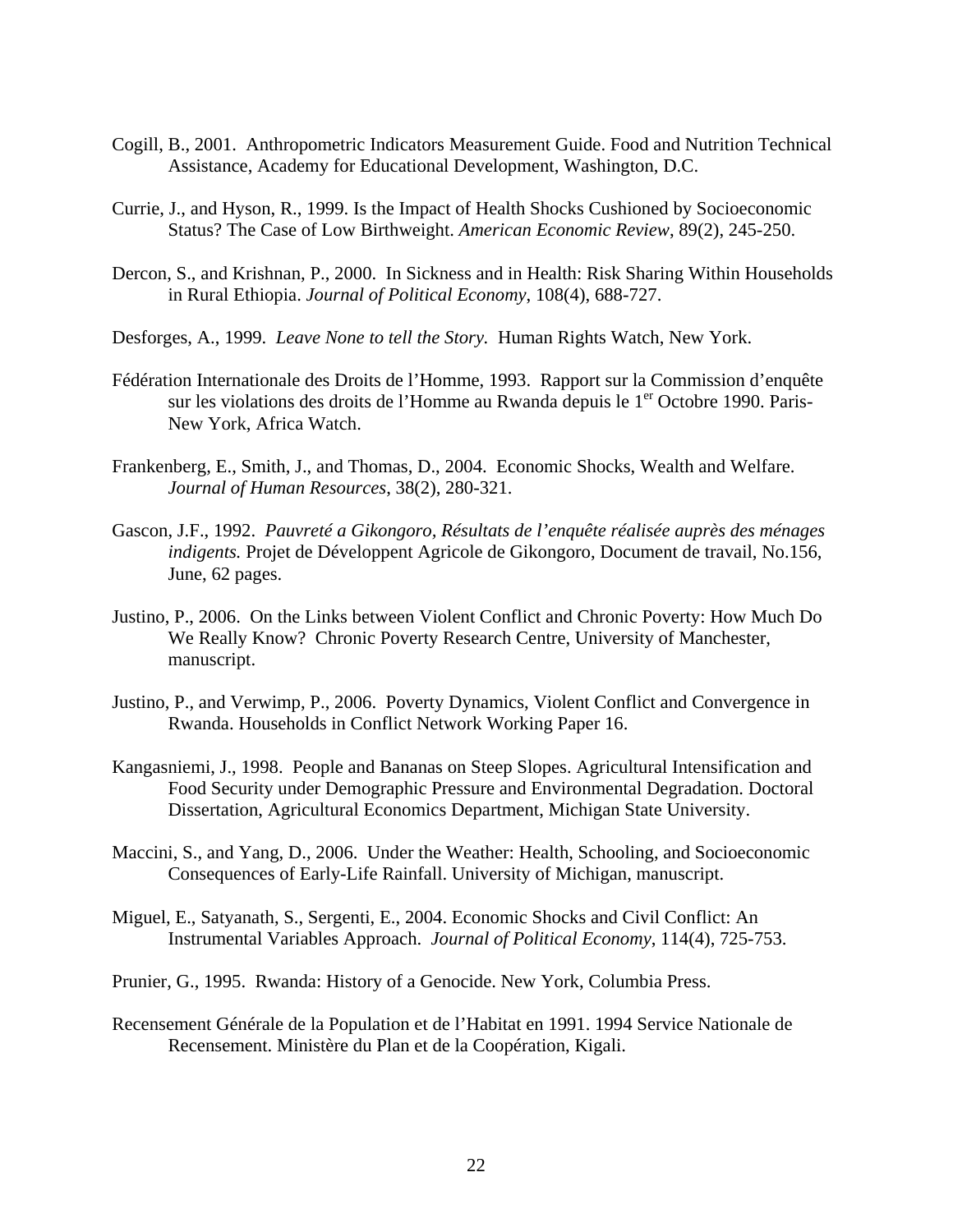Cogill, B., 2001. Anthropometric Indicators Measurement Guide. Food and Nutrition Technical Assistance, Academy for Educational Development, Washington, D.C.

Currie, J., and Hyson, R., 1999. Is the Impact of Health Shocks Cushioned by Socioeconomic Status? The Case of Low Birthweight. *American Economic Review*, 89(2), 245-250.

Dercon, S., and Krishnan, P., 2000. In Sickness and in Health: Risk Sharing Within Households in Rural Ethiopia. *Journal of Political Economy*, 108(4), 688-727.

Desforges, A., 1999. *Leave None to tell the Story.* Human Rights Watch, New York.

Fédération Internationale des Droits de l'Homme, 1993. Rapport sur la Commission d'enquête sur les violations des droits de l'Homme au Rwanda depuis le 1er Octobre 1990. Paris-New York, Africa Watch.

Frankenberg, E., Smith, J., and Thomas, D., 2004. Economic Shocks, Wealth and Welfare. *Journal of Human Resources*, 38(2), 280-321.

Gascon, J.F., 1992. *Pauvreté a Gikongoro, Résultats de l'enquête réalisée auprès des ménages indigents.* Projet de Développent Agricole de Gikongoro, Document de travail, No.156, June, 62 pages.

Justino, P., 2006. On the Links between Violent Conflict and Chronic Poverty: How Much Do We Really Know? Chronic Poverty Research Centre, University of Manchester, manuscript.

Justino, P., and Verwimp, P., 2006. Poverty Dynamics, Violent Conflict and Convergence in Rwanda. Households in Conflict Network Working Paper 16.

Kangasniemi, J., 1998. People and Bananas on Steep Slopes. Agricultural Intensification and Food Security under Demographic Pressure and Environmental Degradation. Doctoral Dissertation, Agricultural Economics Department, Michigan State University.

Maccini, S., and Yang, D., 2006. Under the Weather: Health, Schooling, and Socioeconomic Consequences of Early-Life Rainfall. University of Michigan, manuscript.

Miguel, E., Satyanath, S., Sergenti, E., 2004. Economic Shocks and Civil Conflict: An Instrumental Variables Approach. *Journal of Political Economy*, 114(4), 725-753.

Prunier, G., 1995. Rwanda: History of a Genocide. New York, Columbia Press.

Recensement Générale de la Population et de l'Habitat en 1991. 1994 Service Nationale de Recensement. Ministère du Plan et de la Coopération, Kigali.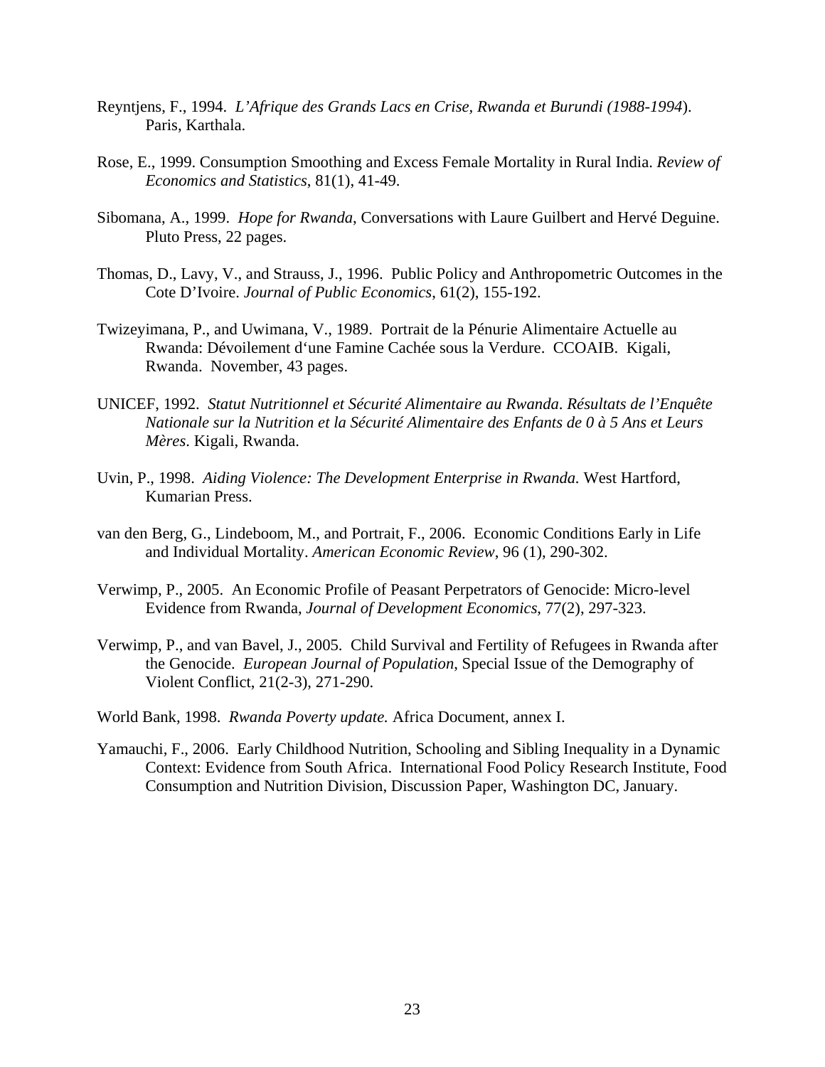Reyntjens, F., 1994. *L'Afrique des Grands Lacs en Crise, Rwanda et Burundi (1988-1994*). Paris, Karthala.

Rose, E., 1999. Consumption Smoothing and Excess Female Mortality in Rural India. *Review of Economics and Statistics*, 81(1), 41-49.

Sibomana, A., 1999. *Hope for Rwanda*, Conversations with Laure Guilbert and Hervé Deguine. Pluto Press, 22 pages.

Thomas, D., Lavy, V., and Strauss, J., 1996. Public Policy and Anthropometric Outcomes in the Cote D'Ivoire. *Journal of Public Economics*, 61(2), 155-192.

Twizeyimana, P., and Uwimana, V., 1989. Portrait de la Pénurie Alimentaire Actuelle au Rwanda: Dévoilement d'une Famine Cachée sous la Verdure. CCOAIB. Kigali, Rwanda. November, 43 pages.

UNICEF, 1992. *Statut Nutritionnel et Sécurité Alimentaire au Rwanda. Résultats de l'Enquête Nationale sur la Nutrition et la Sécurité Alimentaire des Enfants de 0 à 5 Ans et Leurs Mères*. Kigali, Rwanda.

Uvin, P., 1998. *Aiding Violence: The Development Enterprise in Rwanda.* West Hartford, Kumarian Press.

van den Berg, G., Lindeboom, M., and Portrait, F., 2006. Economic Conditions Early in Life and Individual Mortality. *American Economic Review*, 96 (1), 290-302.

Verwimp, P., 2005. An Economic Profile of Peasant Perpetrators of Genocide: Micro-level Evidence from Rwanda, *Journal of Development Economics*, 77(2), 297-323.

Verwimp, P., and van Bavel, J., 2005. Child Survival and Fertility of Refugees in Rwanda after the Genocide. *European Journal of Population*, Special Issue of the Demography of Violent Conflict, 21(2-3), 271-290.

World Bank, 1998. *Rwanda Poverty update.* Africa Document, annex I.

Yamauchi, F., 2006. Early Childhood Nutrition, Schooling and Sibling Inequality in a Dynamic Context: Evidence from South Africa. International Food Policy Research Institute, Food Consumption and Nutrition Division, Discussion Paper, Washington DC, January.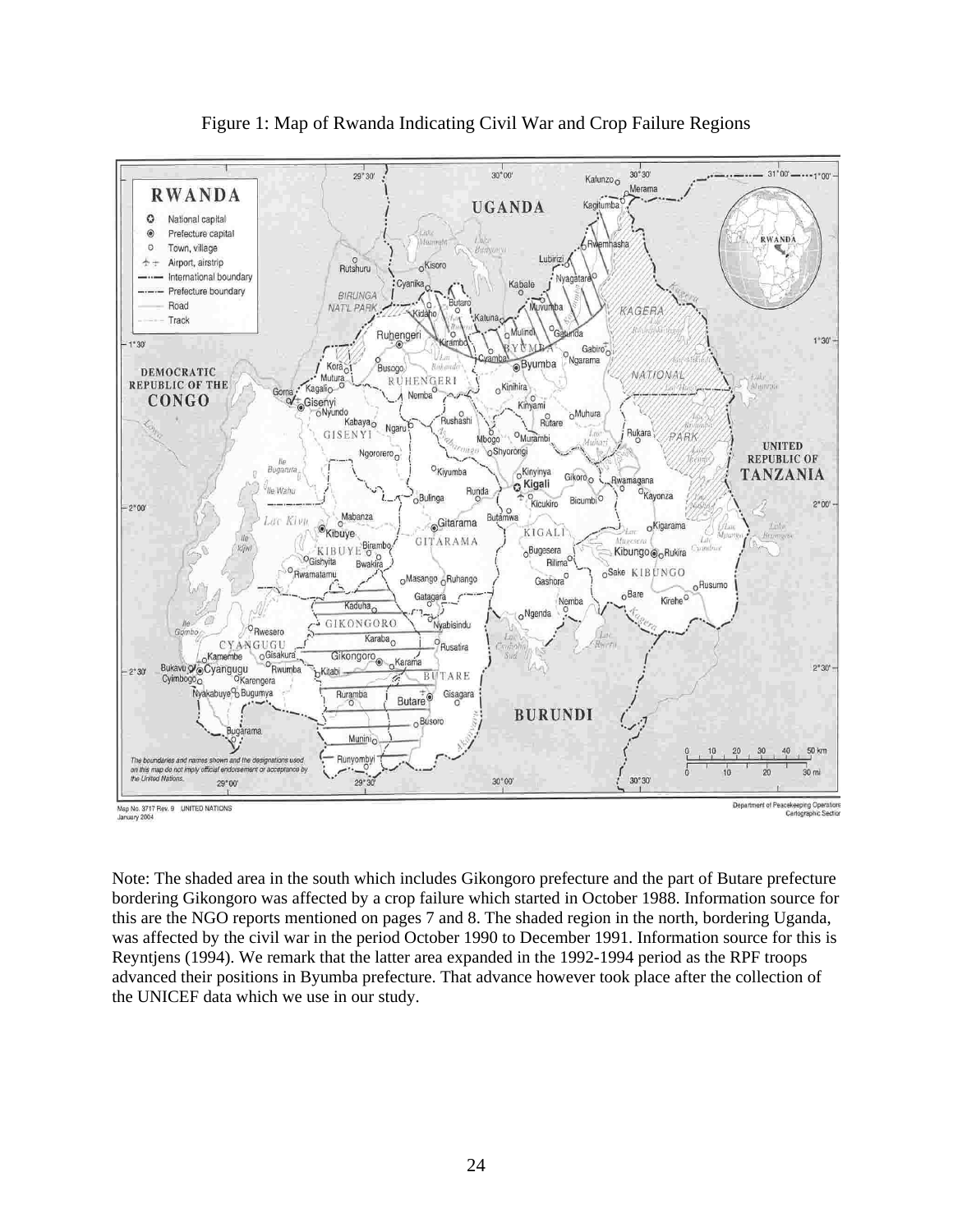Figure 1: Map of Rwanda Indicating Civil War and Crop Failure Regions

Note: The shaded area in the south which includes Gikongoro prefecture and the part of Butare prefecture bordering Gikongoro was affected by a crop failure which started in October 1988. Information source for this are the NGO reports mentioned on pages 7 and 8. The shaded region in the north, bordering Uganda, was affected by the civil war in the period October 1990 to December 1991. Information source for this is Reyntjens (1994). We remark that the latter area expanded in the 1992-1994 period as the RPF troops advanced their positions in Byumba prefecture. That advance however took place after the collection of the UNICEF data which we use in our study.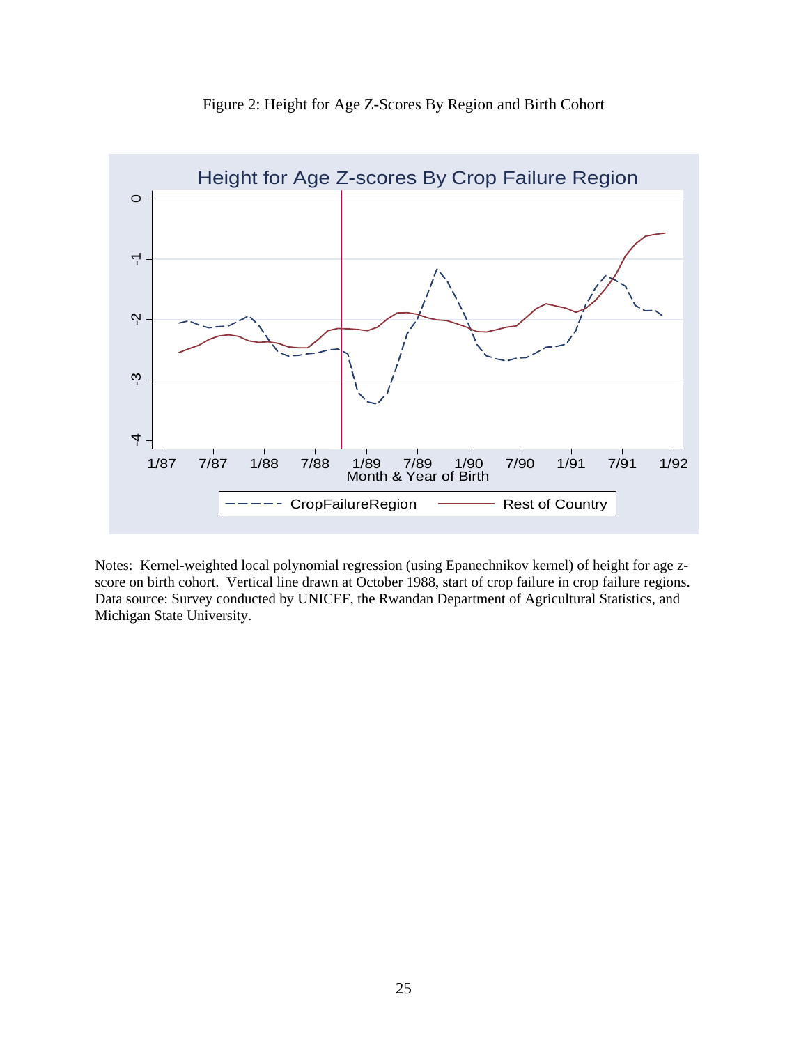Figure 2: Height for Age Z-Scores By Region and Birth Cohort

Notes: Kernel-weighted local polynomial regression (using Epanechnikov kernel) of height for age z-score on birth cohort. Vertical line drawn at October 1988, start of crop failure in crop failure regions. Data source: Survey conducted by UNICEF, the Rwandan Department of Agricultural Statistics, and Michigan State University.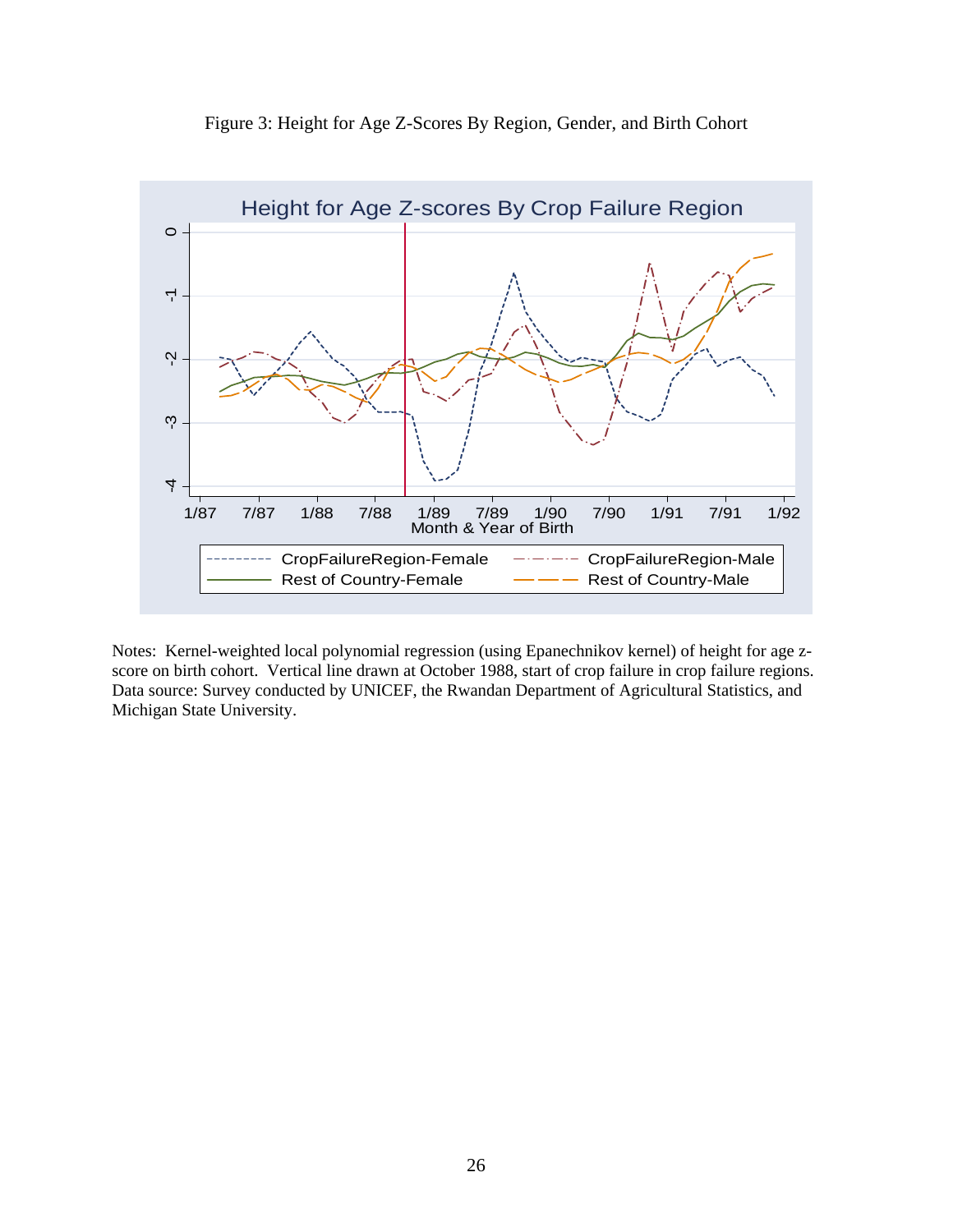Figure 3: Height for Age Z-Scores By Region, Gender, and Birth Cohort

Notes: Kernel-weighted local polynomial regression (using Epanechnikov kernel) of height for age z-score on birth cohort. Vertical line drawn at October 1988, start of crop failure in crop failure regions. Data source: Survey conducted by UNICEF, the Rwandan Department of Agricultural Statistics, and Michigan State University.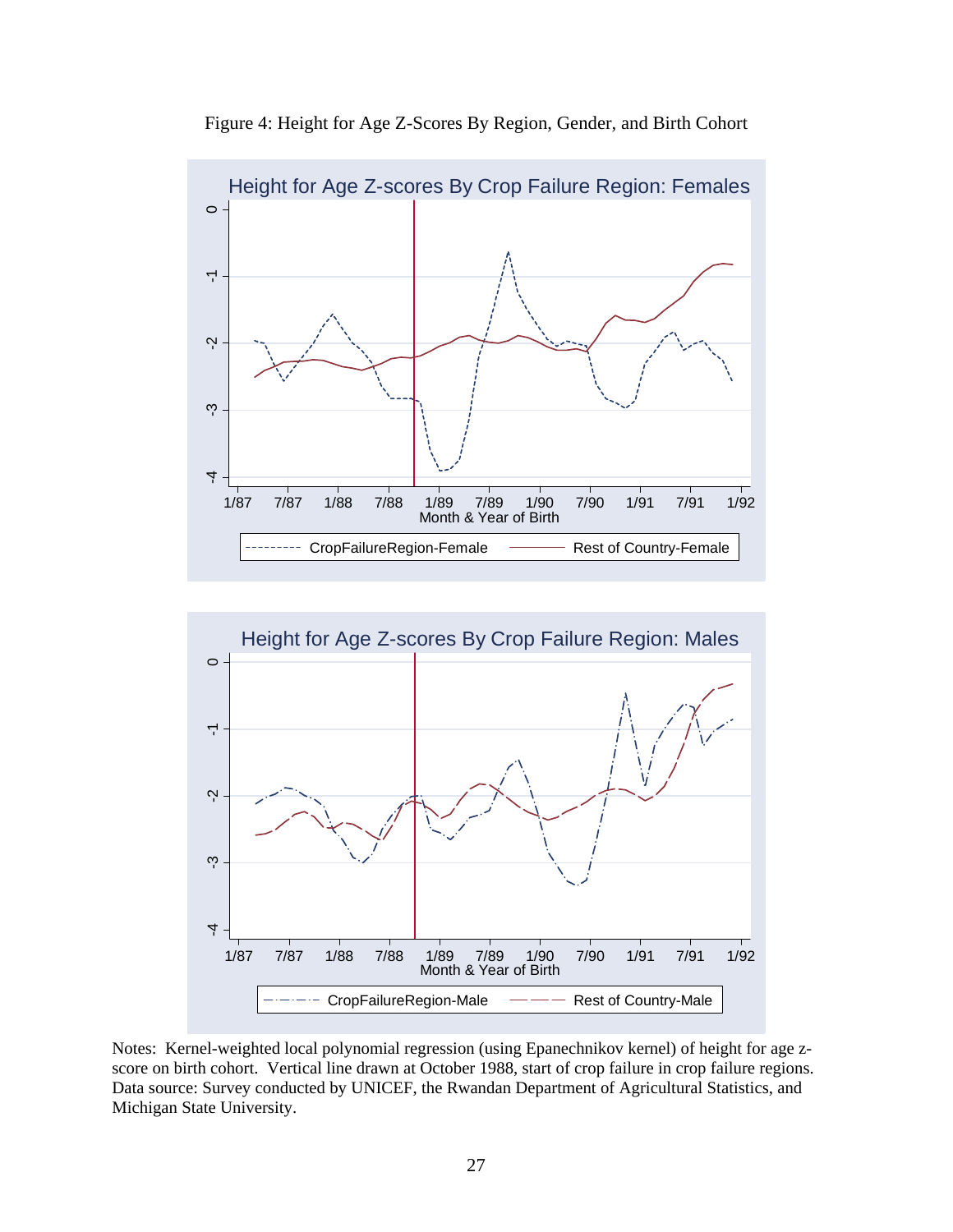Figure 4: Height for Age Z-Scores By Region, Gender, and Birth Cohort

Notes: Kernel-weighted local polynomial regression (using Epanechnikov kernel) of height for age z-score on birth cohort. Vertical line drawn at October 1988, start of crop failure in crop failure regions. Data source: Survey conducted by UNICEF, the Rwandan Department of Agricultural Statistics, and Michigan State University.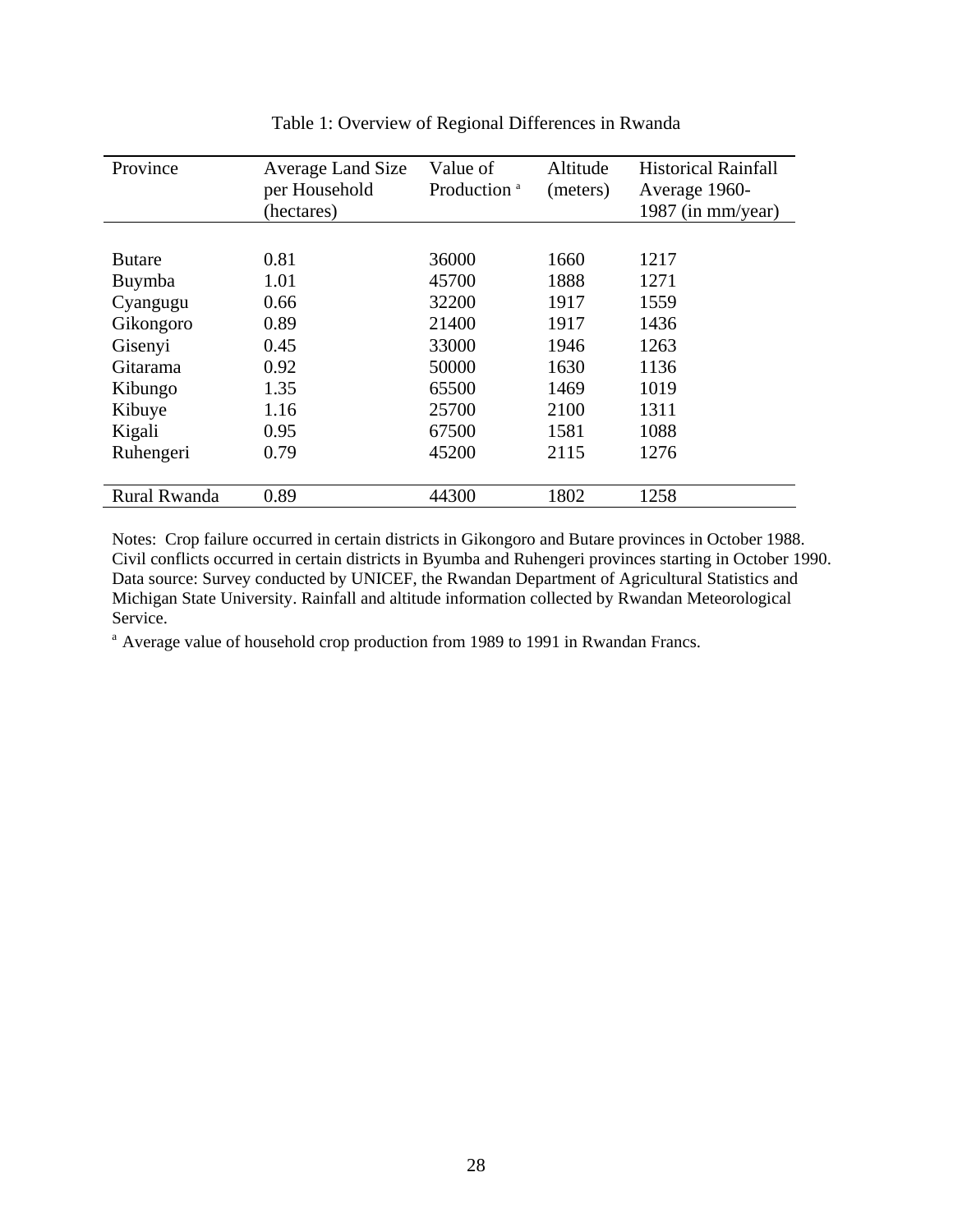Table 1: Overview of Regional Differences in Rwanda

| Province | Average Land Size per Household (hectares) | Value of Production [a] | Altitude (meters) | Historical Rainfall Average 1960-1987 (in mm/year) |
|---|---|---|---|---|
| Butare | 0.81 | 36000 | 1660 | 1217 |
| Buymba | 1.01 | 45700 | 1888 | 1271 |
| Cyangugu | 0.66 | 32200 | 1917 | 1559 |
| Gikongoro | 0.89 | 21400 | 1917 | 1436 |
| Gisenyi | 0.45 | 33000 | 1946 | 1263 |
| Gitarama | 0.92 | 50000 | 1630 | 1136 |
| Kibungo | 1.35 | 65500 | 1469 | 1019 |
| Kibuye | 1.16 | 25700 | 2100 | 1311 |
| Kigali | 0.95 | 67500 | 1581 | 1088 |
| Ruhengeri | 0.79 | 45200 | 2115 | 1276 |
| Rural Rwanda | 0.89 | 44300 | 1802 | 1258 |

Notes: Crop failure occurred in certain districts in Gikongoro and Butare provinces in October 1988. Civil conflicts occurred in certain districts in Byumba and Ruhengeri provinces starting in October 1990. Data source: Survey conducted by UNICEF, the Rwandan Department of Agricultural Statistics and Michigan State University. Rainfall and altitude information collected by Rwandan Meteorological Service.

[a] Average value of household crop production from 1989 to 1991 in Rwandan Francs.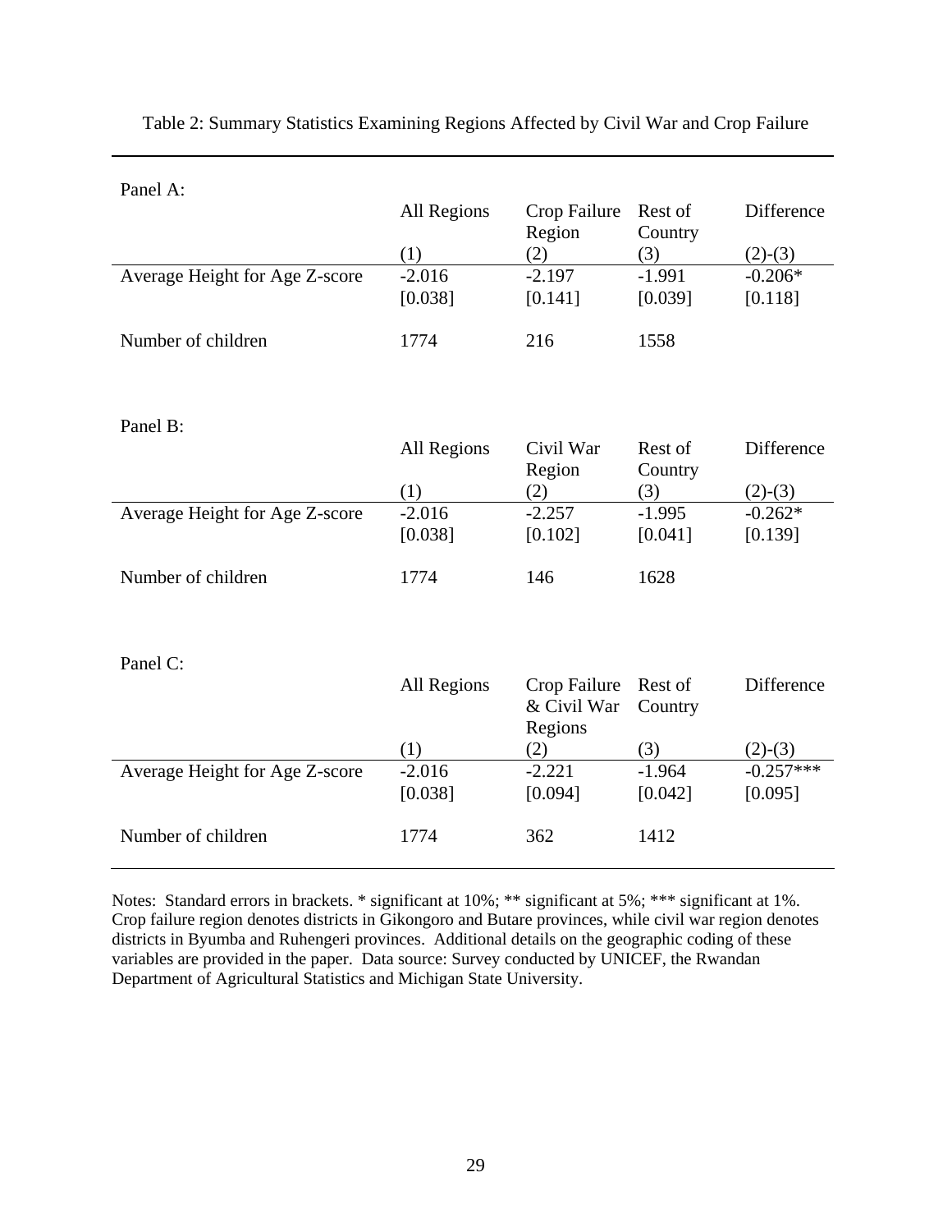Table 2: Summary Statistics Examining Regions Affected by Civil War and Crop Failure

Panel A:

| | All Regions<br>(1) | Crop Failure Region<br>(2) | Rest of Country<br>(3) | Difference<br>(2)-(3) |
|---|---|---|---|---|
| Average Height for Age Z-score | -2.016 | -2.197 | -1.991 | -0.206* |
| | [0.038] | [0.141] | [0.039] | [0.118] |
| Number of children | 1774 | 216 | 1558 | |

Panel B:

| | All Regions<br>(1) | Civil War Region<br>(2) | Rest of Country<br>(3) | Difference<br>(2)-(3) |
|---|---|---|---|---|
| Average Height for Age Z-score | -2.016 | -2.257 | -1.995 | -0.262* |
| | [0.038] | [0.102] | [0.041] | [0.139] |
| Number of children | 1774 | 146 | 1628 | |

Panel C:

| | All Regions<br>(1) | Crop Failure & Civil War Regions<br>(2) | Rest of Country<br>(3) | Difference<br>(2)-(3) |
|---|---|---|---|---|
| Average Height for Age Z-score | -2.016 | -2.221 | -1.964 | -0.257*** |
| | [0.038] | [0.094] | [0.042] | [0.095] |
| Number of children | 1774 | 362 | 1412 | |

Notes: Standard errors in brackets. * significant at 10%; ** significant at 5%; *** significant at 1%. Crop failure region denotes districts in Gikongoro and Butare provinces, while civil war region denotes districts in Byumba and Ruhengeri provinces. Additional details on the geographic coding of these variables are provided in the paper. Data source: Survey conducted by UNICEF, the Rwandan Department of Agricultural Statistics and Michigan State University.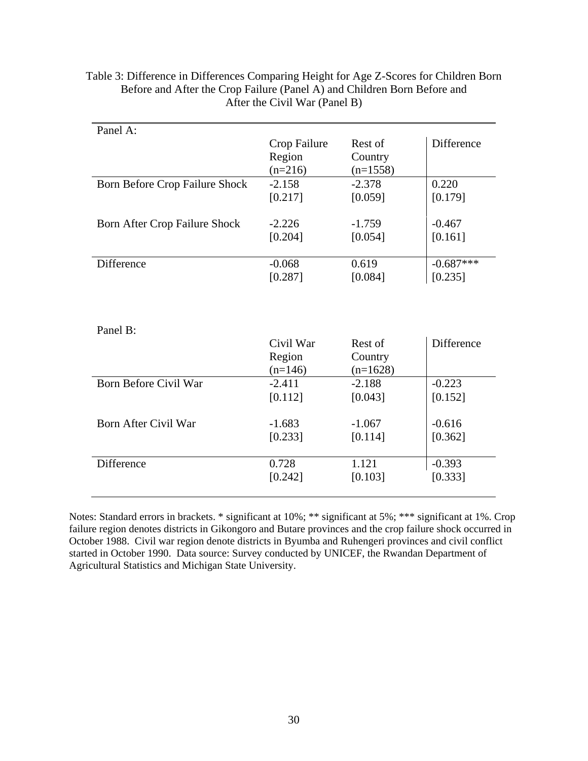Table 3: Difference in Differences Comparing Height for Age Z-Scores for Children Born Before and After the Crop Failure (Panel A) and Children Born Before and After the Civil War (Panel B)

Panel A:

| | Crop Failure Region (n=216) | Rest of Country (n=1558) | Difference |
|---|---|---|---|
| Born Before Crop Failure Shock | -2.158 | -2.378 | 0.220 |
| | [0.217] | [0.059] | [0.179] |
| Born After Crop Failure Shock | -2.226 | -1.759 | -0.467 |
| | [0.204] | [0.054] | [0.161] |
| Difference | -0.068 | 0.619 | -0.687*** |
| | [0.287] | [0.084] | [0.235] |

Panel B:

| | Civil War Region (n=146) | Rest of Country (n=1628) | Difference |
|---|---|---|---|
| Born Before Civil War | -2.411 | -2.188 | -0.223 |
| | [0.112] | [0.043] | [0.152] |
| Born After Civil War | -1.683 | -1.067 | -0.616 |
| | [0.233] | [0.114] | [0.362] |
| Difference | 0.728 | 1.121 | -0.393 |
| | [0.242] | [0.103] | [0.333] |

Notes: Standard errors in brackets. * significant at 10%; ** significant at 5%; *** significant at 1%. Crop failure region denotes districts in Gikongoro and Butare provinces and the crop failure shock occurred in October 1988. Civil war region denote districts in Byumba and Ruhengeri provinces and civil conflict started in October 1990. Data source: Survey conducted by UNICEF, the Rwandan Department of Agricultural Statistics and Michigan State University.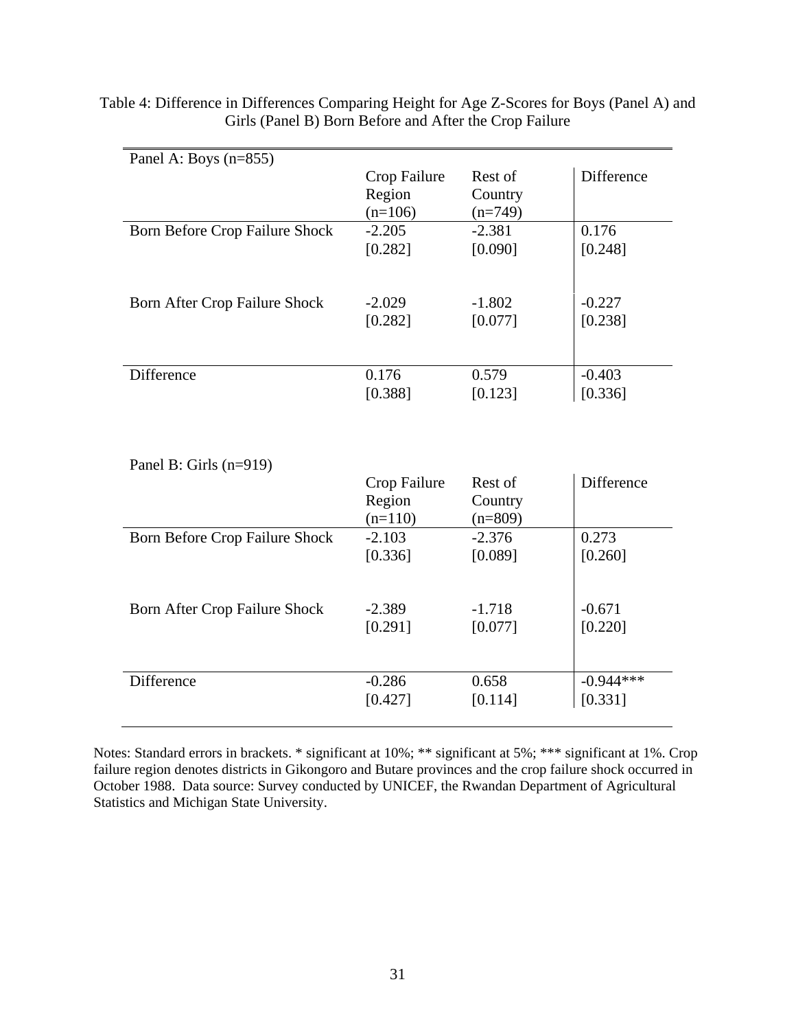Table 4: Difference in Differences Comparing Height for Age Z-Scores for Boys (Panel A) and Girls (Panel B) Born Before and After the Crop Failure

| Panel A: Boys (n=855) | Crop Failure Region (n=106) | Rest of Country (n=749) | Difference |
|---|---|---|---|
| Born Before Crop Failure Shock | -2.205 | -2.381 | 0.176 |
| | [0.282] | [0.090] | [0.248] |
| Born After Crop Failure Shock | -2.029 | -1.802 | -0.227 |
| | [0.282] | [0.077] | [0.238] |
| Difference | 0.176 | 0.579 | -0.403 |
| | [0.388] | [0.123] | [0.336] |

| Panel B: Girls (n=919) | Crop Failure Region (n=110) | Rest of Country (n=809) | Difference |
|---|---|---|---|
| Born Before Crop Failure Shock | -2.103 | -2.376 | 0.273 |
| | [0.336] | [0.089] | [0.260] |
| Born After Crop Failure Shock | -2.389 | -1.718 | -0.671 |
| | [0.291] | [0.077] | [0.220] |
| Difference | -0.286 | 0.658 | -0.944*** |
| | [0.427] | [0.114] | [0.331] |

Notes: Standard errors in brackets. * significant at 10%; ** significant at 5%; *** significant at 1%. Crop failure region denotes districts in Gikongoro and Butare provinces and the crop failure shock occurred in October 1988. Data source: Survey conducted by UNICEF, the Rwandan Department of Agricultural Statistics and Michigan State University.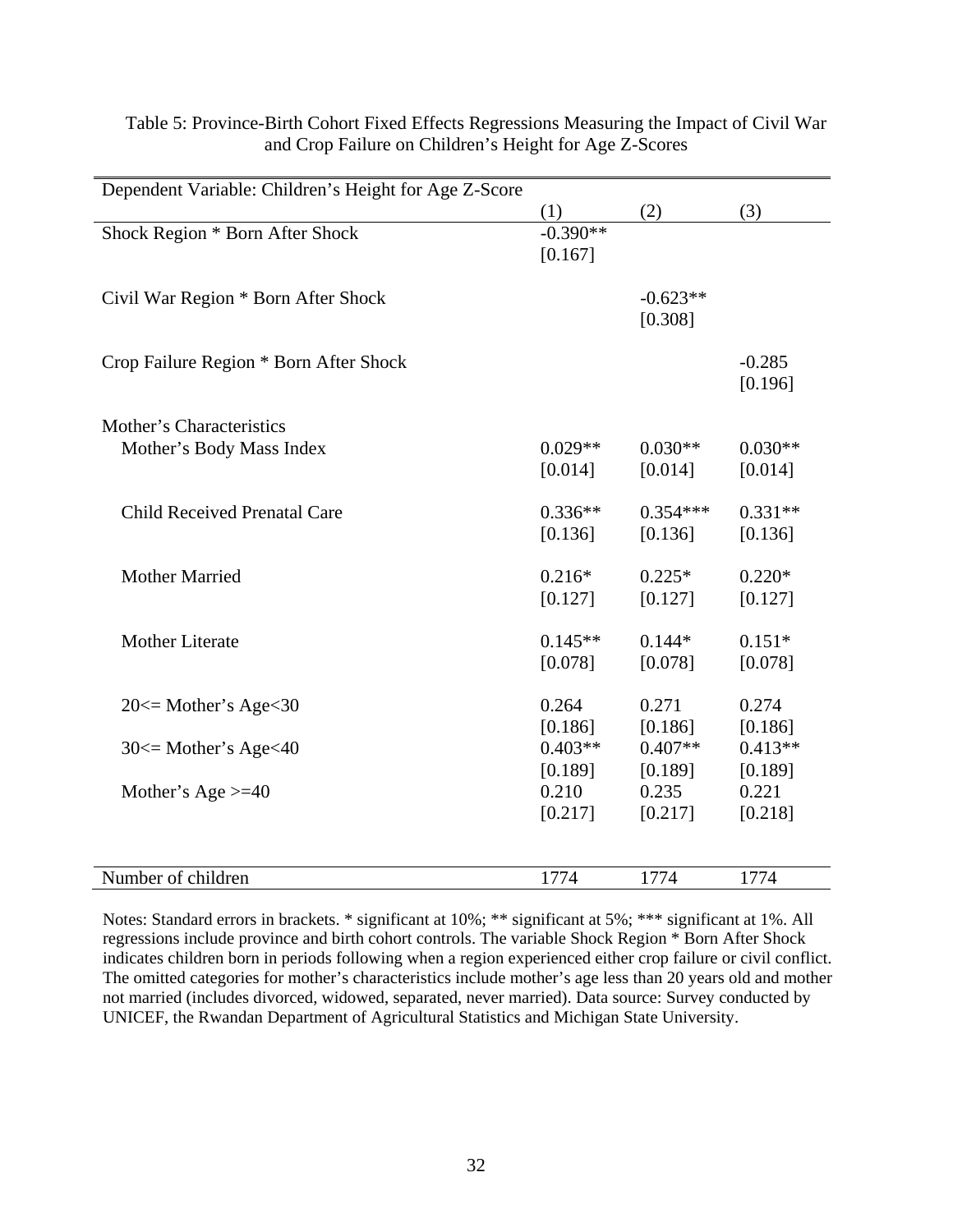Table 5: Province-Birth Cohort Fixed Effects Regressions Measuring the Impact of Civil War and Crop Failure on Children's Height for Age Z-Scores

| Dependent Variable: Children's Height for Age Z-Score | (1) | (2) | (3) |
|---|---|---|---|
| Shock Region * Born After Shock | -0.390** | | |
| | [0.167] | | |
| Civil War Region * Born After Shock | | -0.623** | |
| | | [0.308] | |
| Crop Failure Region * Born After Shock | | | -0.285 |
| | | | [0.196] |
| Mother's Characteristics | | | |
| Mother's Body Mass Index | 0.029** | 0.030** | 0.030** |
| | [0.014] | [0.014] | [0.014] |
| Child Received Prenatal Care | 0.336** | 0.354*** | 0.331** |
| | [0.136] | [0.136] | [0.136] |
| Mother Married | 0.216* | 0.225* | 0.220* |
| | [0.127] | [0.127] | [0.127] |
| Mother Literate | 0.145** | 0.144* | 0.151* |
| | [0.078] | [0.078] | [0.078] |
| 20<= Mother's Age<30 | 0.264 | 0.271 | 0.274 |
| | [0.186] | [0.186] | [0.186] |
| 30<= Mother's Age<40 | 0.403** | 0.407** | 0.413** |
| | [0.189] | [0.189] | [0.189] |
| Mother's Age >=40 | 0.210 | 0.235 | 0.221 |
| | [0.217] | [0.217] | [0.218] |
| Number of children | 1774 | 1774 | 1774 |

Notes: Standard errors in brackets. * significant at 10%; ** significant at 5%; *** significant at 1%. All regressions include province and birth cohort controls. The variable Shock Region * Born After Shock indicates children born in periods following when a region experienced either crop failure or civil conflict. The omitted categories for mother's characteristics include mother's age less than 20 years old and mother not married (includes divorced, widowed, separated, never married). Data source: Survey conducted by UNICEF, the Rwandan Department of Agricultural Statistics and Michigan State University.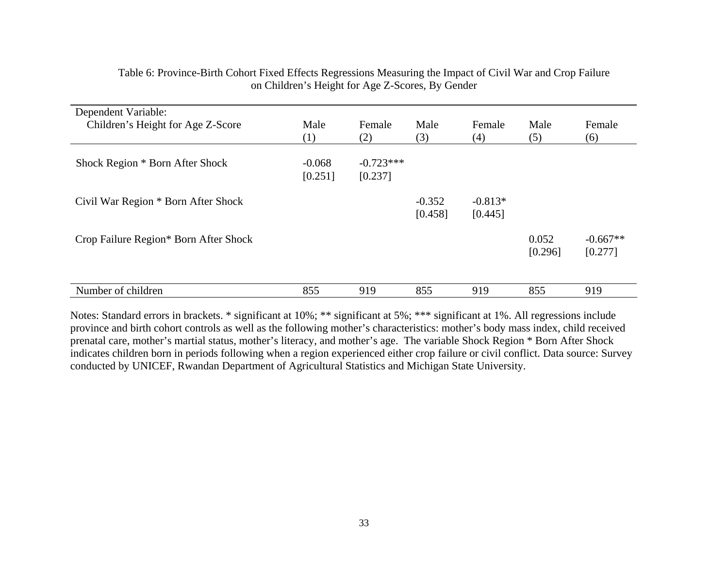Table 6: Province-Birth Cohort Fixed Effects Regressions Measuring the Impact of Civil War and Crop Failure on Children's Height for Age Z-Scores, By Gender

| Dependent Variable: Children's Height for Age Z-Score | Male (1) | Female (2) | Male (3) | Female (4) | Male (5) | Female (6) |
|---|---|---|---|---|---|---|
| Shock Region * Born After Shock | -0.068 | -0.723*** | | | | |
| | [0.251] | [0.237] | | | | |
| Civil War Region * Born After Shock | | | -0.352 | -0.813* | | |
| | | | [0.458] | [0.445] | | |
| Crop Failure Region* Born After Shock | | | | | 0.052 | -0.667** |
| | | | | | [0.296] | [0.277] |
| Number of children | 855 | 919 | 855 | 919 | 855 | 919 |

Notes: Standard errors in brackets. * significant at 10%; ** significant at 5%; *** significant at 1%. All regressions include province and birth cohort controls as well as the following mother's characteristics: mother's body mass index, child received prenatal care, mother's martial status, mother's literacy, and mother's age. The variable Shock Region * Born After Shock indicates children born in periods following when a region experienced either crop failure or civil conflict. Data source: Survey conducted by UNICEF, Rwandan Department of Agricultural Statistics and Michigan State University.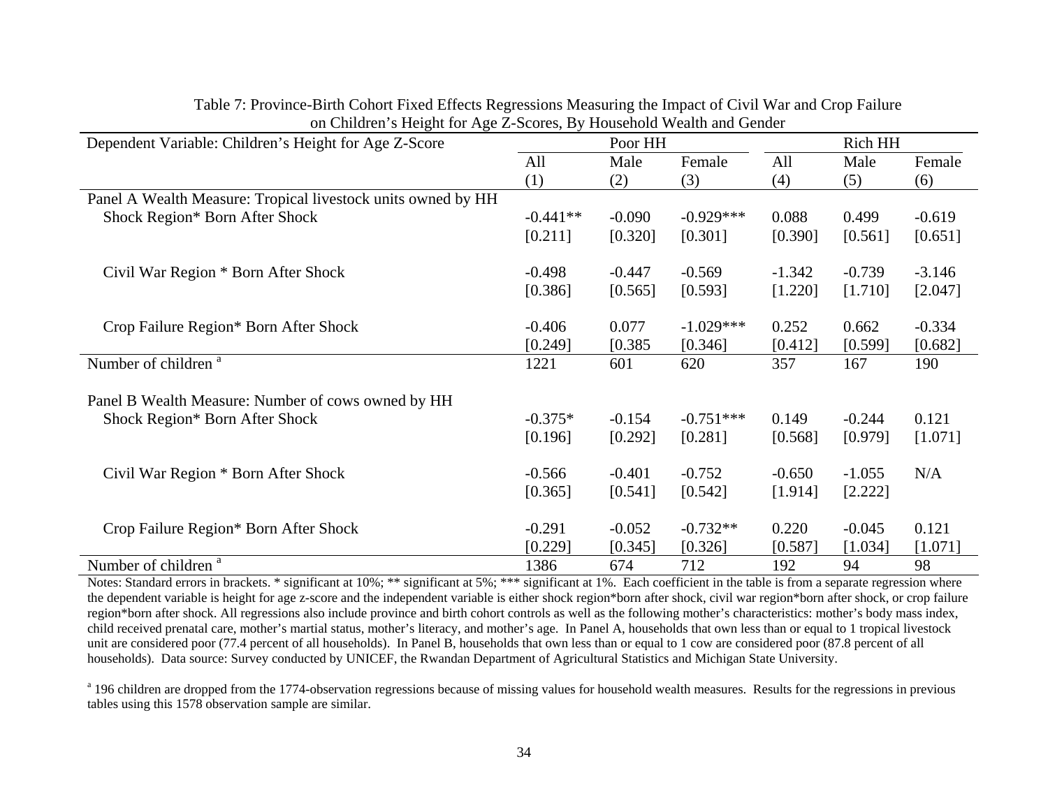Table 7: Province-Birth Cohort Fixed Effects Regressions Measuring the Impact of Civil War and Crop Failure on Children's Height for Age Z-Scores, By Household Wealth and Gender

| Dependent Variable: Children's Height for Age Z-Score | Poor HH | | | Rich HH | | |
|---|---|---|---|---|---|---|
| | All | Male | Female | All | Male | Female |
| | (1) | (2) | (3) | (4) | (5) | (6) |
| Panel A Wealth Measure: Tropical livestock units owned by HH | | | | | | |
| Shock Region* Born After Shock | -0.441** | -0.090 | -0.929*** | 0.088 | 0.499 | -0.619 |
| | [0.211] | [0.320] | [0.301] | [0.390] | [0.561] | [0.651] |
| Civil War Region * Born After Shock | -0.498 | -0.447 | -0.569 | -1.342 | -0.739 | -3.146 |
| | [0.386] | [0.565] | [0.593] | [1.220] | [1.710] | [2.047] |
| Crop Failure Region* Born After Shock | -0.406 | 0.077 | -1.029*** | 0.252 | 0.662 | -0.334 |
| | [0.249] | [0.385 | [0.346] | [0.412] | [0.599] | [0.682] |
| Number of children [a] | 1221 | 601 | 620 | 357 | 167 | 190 |
| Panel B Wealth Measure: Number of cows owned by HH | | | | | | |
| Shock Region* Born After Shock | -0.375* | -0.154 | -0.751*** | 0.149 | -0.244 | 0.121 |
| | [0.196] | [0.292] | [0.281] | [0.568] | [0.979] | [1.071] |
| Civil War Region * Born After Shock | -0.566 | -0.401 | -0.752 | -0.650 | -1.055 | N/A |
| | [0.365] | [0.541] | [0.542] | [1.914] | [2.222] | |
| Crop Failure Region* Born After Shock | -0.291 | -0.052 | -0.732** | 0.220 | -0.045 | 0.121 |
| | [0.229] | [0.345] | [0.326] | [0.587] | [1.034] | [1.071] |
| Number of children [a] | 1386 | 674 | 712 | 192 | 94 | 98 |

Notes: Standard errors in brackets. * significant at 10%; ** significant at 5%; *** significant at 1%. Each coefficient in the table is from a separate regression where the dependent variable is height for age z-score and the independent variable is either shock region*born after shock, civil war region*born after shock, or crop failure region*born after shock. All regressions also include province and birth cohort controls as well as the following mother's characteristics: mother's body mass index, child received prenatal care, mother's martial status, mother's literacy, and mother's age. In Panel A, households that own less than or equal to 1 tropical livestock unit are considered poor (77.4 percent of all households). In Panel B, households that own less than or equal to 1 cow are considered poor (87.8 percent of all households). Data source: Survey conducted by UNICEF, the Rwandan Department of Agricultural Statistics and Michigan State University.

[a] 196 children are dropped from the 1774-observation regressions because of missing values for household wealth measures. Results for the regressions in previous tables using this 1578 observation sample are similar.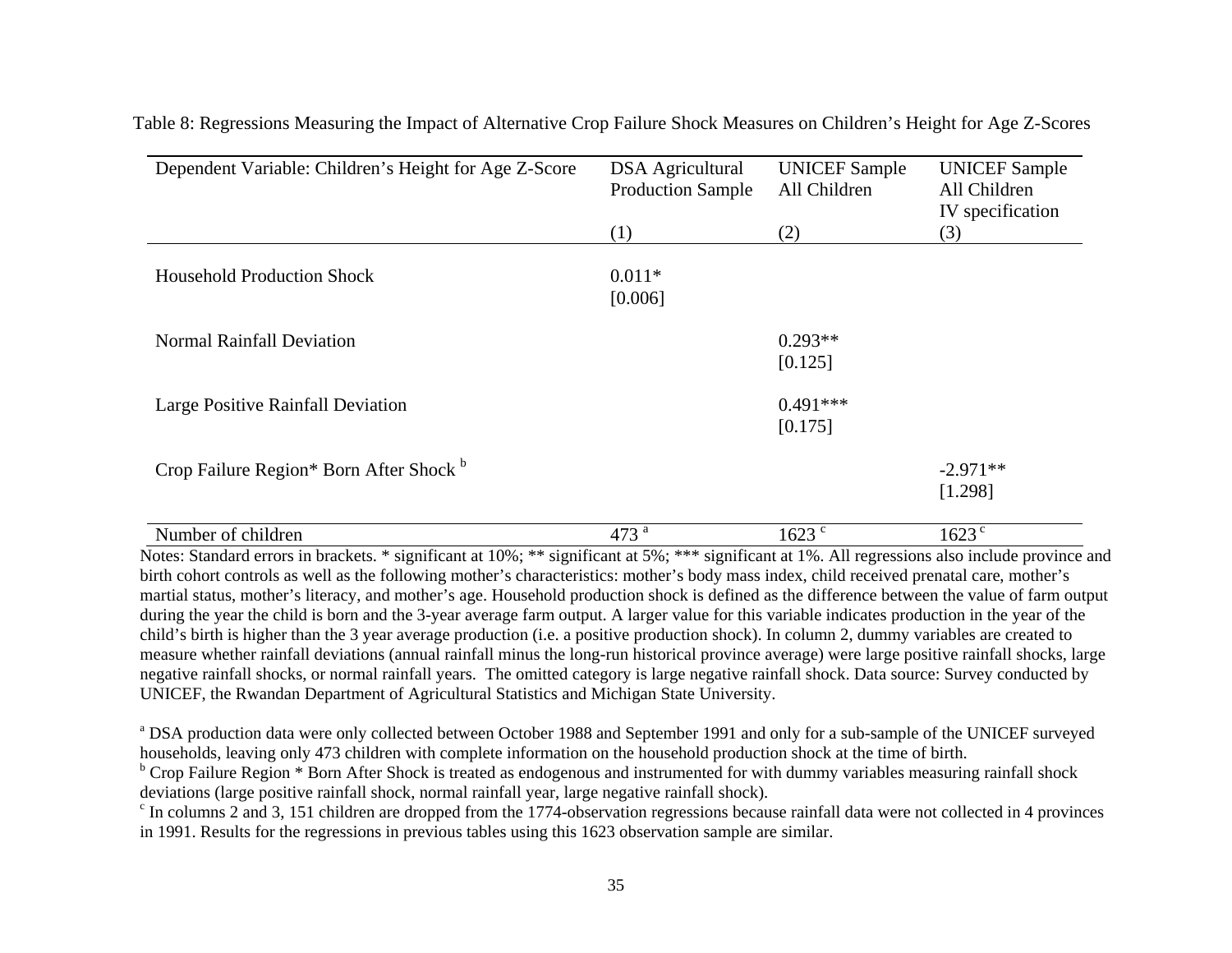Table 8: Regressions Measuring the Impact of Alternative Crop Failure Shock Measures on Children's Height for Age Z-Scores

| Dependent Variable: Children's Height for Age Z-Score | DSA Agricultural Production Sample (1) | UNICEF Sample All Children (2) | UNICEF Sample All Children IV specification (3) |
|---|---|---|---|
| Household Production Shock | 0.011* [0.006] | | |
| Normal Rainfall Deviation | | 0.293** [0.125] | |
| Large Positive Rainfall Deviation | | 0.491*** [0.175] | |
| Crop Failure Region* Born After Shock [b] | | | -2.971** [1.298] |
| Number of children | 473 [a] | 1623 [c] | 1623 [c] |

Notes: Standard errors in brackets. * significant at 10%; ** significant at 5%; *** significant at 1%. All regressions also include province and birth cohort controls as well as the following mother's characteristics: mother's body mass index, child received prenatal care, mother's martial status, mother's literacy, and mother's age. Household production shock is defined as the difference between the value of farm output during the year the child is born and the 3-year average farm output. A larger value for this variable indicates production in the year of the child's birth is higher than the 3 year average production (i.e. a positive production shock). In column 2, dummy variables are created to measure whether rainfall deviations (annual rainfall minus the long-run historical province average) were large positive rainfall shocks, large negative rainfall shocks, or normal rainfall years. The omitted category is large negative rainfall shock. Data source: Survey conducted by UNICEF, the Rwandan Department of Agricultural Statistics and Michigan State University.

[a] DSA production data were only collected between October 1988 and September 1991 and only for a sub-sample of the UNICEF surveyed households, leaving only 473 children with complete information on the household production shock at the time of birth.

[b] Crop Failure Region * Born After Shock is treated as endogenous and instrumented for with dummy variables measuring rainfall shock deviations (large positive rainfall shock, normal rainfall year, large negative rainfall shock).

[c] In columns 2 and 3, 151 children are dropped from the 1774-observation regressions because rainfall data were not collected in 4 provinces in 1991. Results for the regressions in previous tables using this 1623 observation sample are similar.